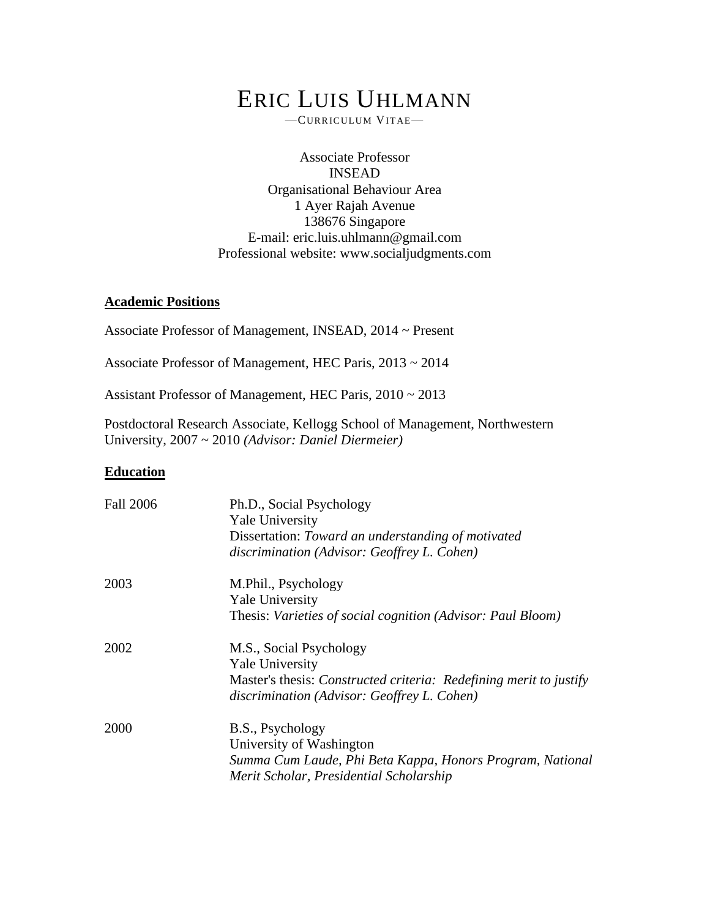# ERIC LUIS UHLMANN

—CURRICULUM VITAE—

Associate Professor
INSEAD
Organisational Behaviour Area
1 Ayer Rajah Avenue
138676 Singapore
E-mail: eric.luis.uhlmann@gmail.com
Professional website: www.socialjudgments.com

## Academic Positions

Associate Professor of Management, INSEAD, 2014 ~ Present

Associate Professor of Management, HEC Paris, 2013 ~ 2014

Assistant Professor of Management, HEC Paris, 2010 ~ 2013

Postdoctoral Research Associate, Kellogg School of Management, Northwestern University, 2007 ~ 2010 *(Advisor: Daniel Diermeier)*

## Education

Fall 2006
Ph.D., Social Psychology
Yale University
Dissertation: *Toward an understanding of motivated discrimination (Advisor: Geoffrey L. Cohen)*

2003
M.Phil., Psychology
Yale University
Thesis: *Varieties of social cognition (Advisor: Paul Bloom)*

2002
M.S., Social Psychology
Yale University
Master's thesis: *Constructed criteria: Redefining merit to justify discrimination (Advisor: Geoffrey L. Cohen)*

2000
B.S., Psychology
University of Washington
*Summa Cum Laude, Phi Beta Kappa, Honors Program, National Merit Scholar, Presidential Scholarship*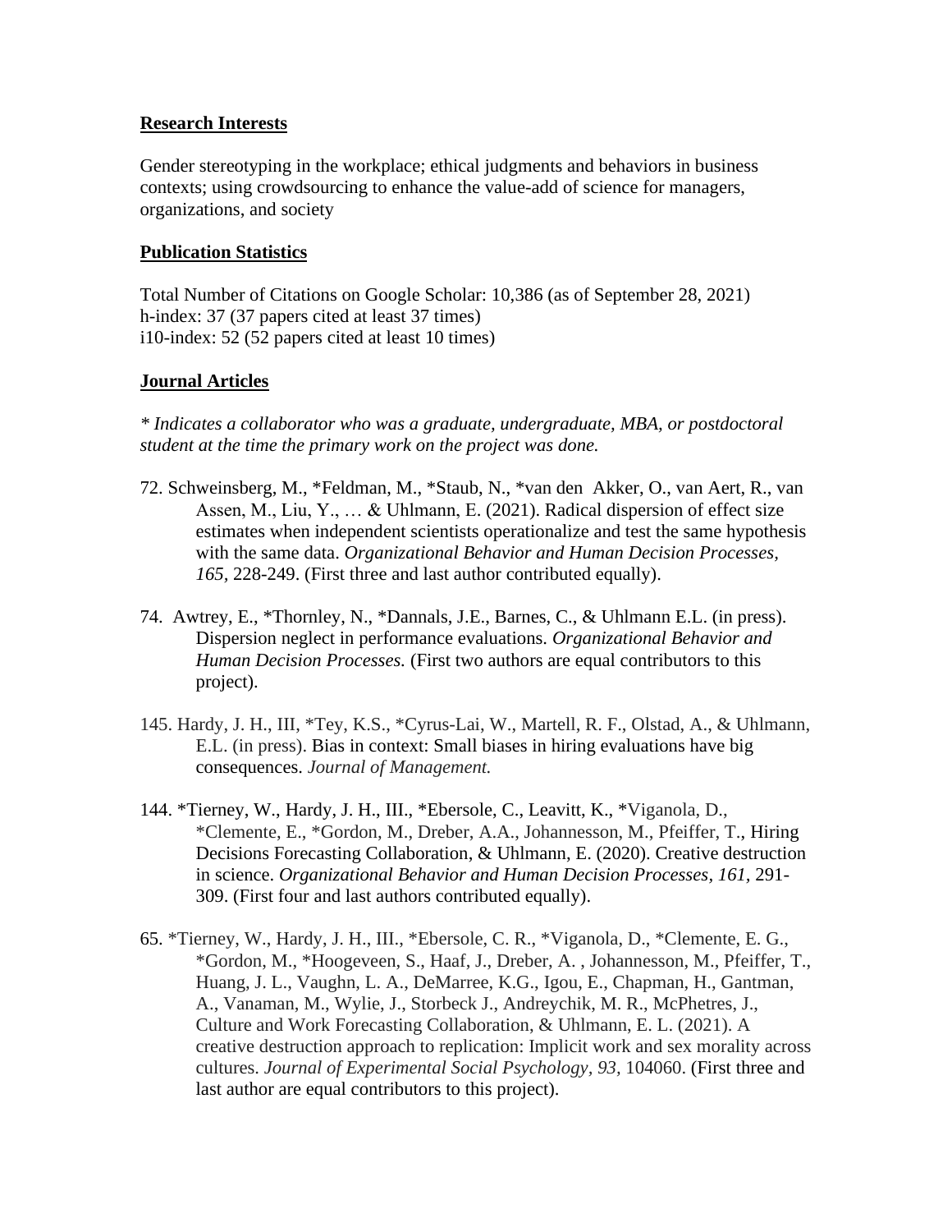## Research Interests

Gender stereotyping in the workplace; ethical judgments and behaviors in business contexts; using crowdsourcing to enhance the value-add of science for managers, organizations, and society

## Publication Statistics

Total Number of Citations on Google Scholar: 10,386 (as of September 28, 2021)
h-index: 37 (37 papers cited at least 37 times)
i10-index: 52 (52 papers cited at least 10 times)

## Journal Articles

*\* Indicates a collaborator who was a graduate, undergraduate, MBA, or postdoctoral student at the time the primary work on the project was done.*

72. Schweinsberg, M., *Feldman, M., *Staub, N., *van den Akker, O., van Aert, R., van Assen, M., Liu, Y., … & Uhlmann, E. (2021). Radical dispersion of effect size estimates when independent scientists operationalize and test the same hypothesis with the same data. *Organizational Behavior and Human Decision Processes, 165,* 228-249. (First three and last author contributed equally).

74. Awtrey, E., *Thornley, N., *Dannals, J.E., Barnes, C., & Uhlmann E.L. (in press). Dispersion neglect in performance evaluations. *Organizational Behavior and Human Decision Processes.* (First two authors are equal contributors to this project).

145. Hardy, J. H., III, *Tey, K.S., *Cyrus-Lai, W., Martell, R. F., Olstad, A., & Uhlmann, E.L. (in press). Bias in context: Small biases in hiring evaluations have big consequences. *Journal of Management.*

144. *Tierney, W., Hardy, J. H., III., *Ebersole, C., Leavitt, K., *Viganola, D., *Clemente, E., *Gordon, M., Dreber, A.A., Johannesson, M., Pfeiffer, T., Hiring Decisions Forecasting Collaboration, & Uhlmann, E. (2020). Creative destruction in science. *Organizational Behavior and Human Decision Processes, 161,* 291-309. (First four and last authors contributed equally).

65. *Tierney, W., Hardy, J. H., III., *Ebersole, C. R., *Viganola, D., *Clemente, E. G., *Gordon, M., *Hoogeveen, S., Haaf, J., Dreber, A. , Johannesson, M., Pfeiffer, T., Huang, J. L., Vaughn, L. A., DeMarree, K.G., Igou, E., Chapman, H., Gantman, A., Vanaman, M., Wylie, J., Storbeck J., Andreychik, M. R., McPhetres, J., Culture and Work Forecasting Collaboration, & Uhlmann, E. L. (2021). A creative destruction approach to replication: Implicit work and sex morality across cultures. *Journal of Experimental Social Psychology, 93,* 104060. (First three and last author are equal contributors to this project).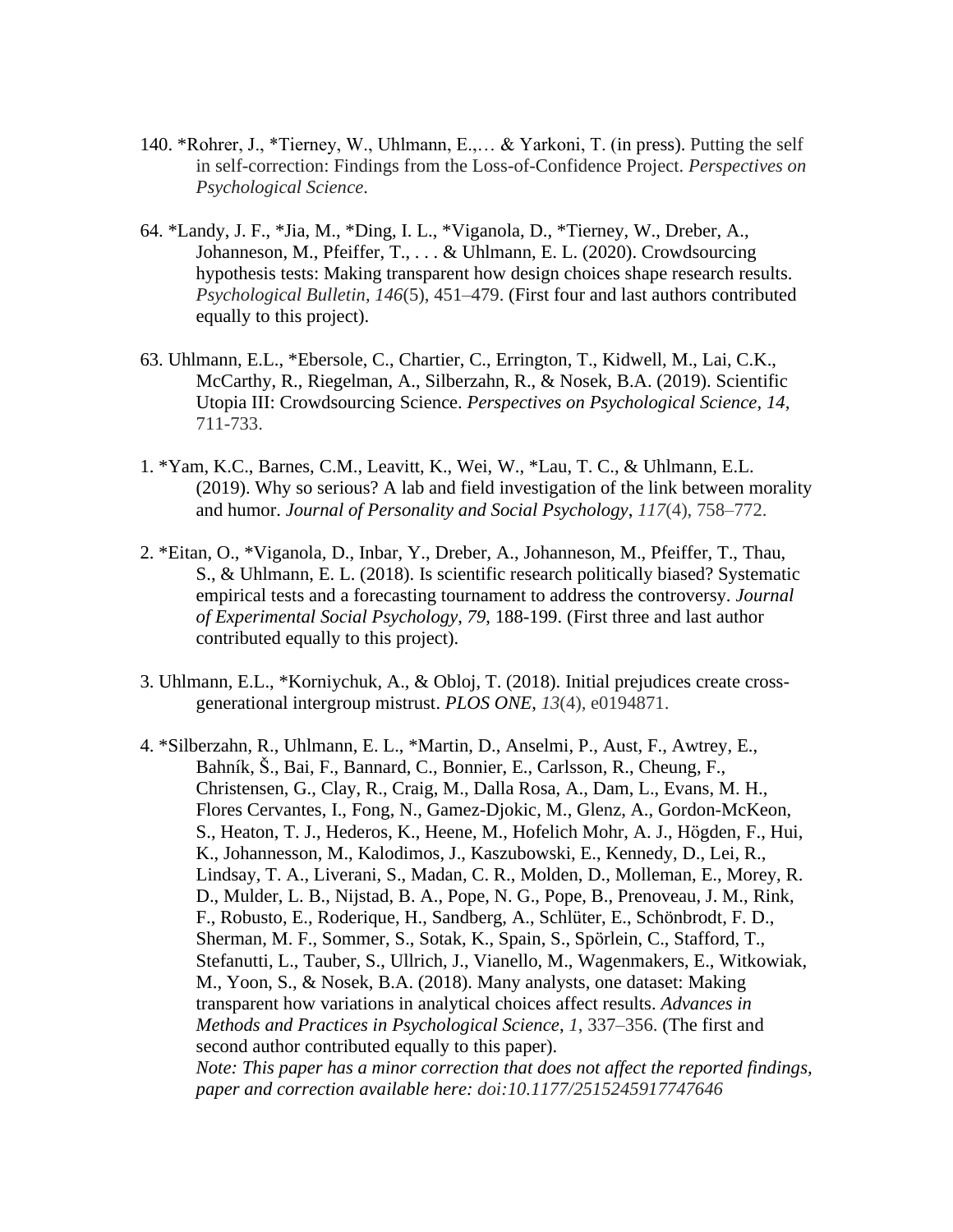140. *Rohrer, J., *Tierney, W., Uhlmann, E.,… & Yarkoni, T. (in press). Putting the self in self-correction: Findings from the Loss-of-Confidence Project. *Perspectives on Psychological Science*.

64. *Landy, J. F., *Jia, M., *Ding, I. L., *Viganola, D., *Tierney, W., Dreber, A., Johanneson, M., Pfeiffer, T., . . . & Uhlmann, E. L. (2020). Crowdsourcing hypothesis tests: Making transparent how design choices shape research results. *Psychological Bulletin*, *146*(5), 451–479. (First four and last authors contributed equally to this project).

63. Uhlmann, E.L., *Ebersole, C., Chartier, C., Errington, T., Kidwell, M., Lai, C.K., McCarthy, R., Riegelman, A., Silberzahn, R., & Nosek, B.A. (2019). Scientific Utopia III: Crowdsourcing Science. *Perspectives on Psychological Science*, *14*, 711-733.

1. *Yam, K.C., Barnes, C.M., Leavitt, K., Wei, W., *Lau, T. C., & Uhlmann, E.L. (2019). Why so serious? A lab and field investigation of the link between morality and humor. *Journal of Personality and Social Psychology*, *117*(4), 758–772.

2. *Eitan, O., *Viganola, D., Inbar, Y., Dreber, A., Johanneson, M., Pfeiffer, T., Thau, S., & Uhlmann, E. L. (2018). Is scientific research politically biased? Systematic empirical tests and a forecasting tournament to address the controversy. *Journal of Experimental Social Psychology*, *79*, 188-199. (First three and last author contributed equally to this project).

3. Uhlmann, E.L., *Korniychuk, A., & Obloj, T. (2018). Initial prejudices create cross-generational intergroup mistrust. *PLOS ONE*, *13*(4), e0194871.

4. *Silberzahn, R., Uhlmann, E. L., *Martin, D., Anselmi, P., Aust, F., Awtrey, E., Bahník, Š., Bai, F., Bannard, C., Bonnier, E., Carlsson, R., Cheung, F., Christensen, G., Clay, R., Craig, M., Dalla Rosa, A., Dam, L., Evans, M. H., Flores Cervantes, I., Fong, N., Gamez-Djokic, M., Glenz, A., Gordon-McKeon, S., Heaton, T. J., Hederos, K., Heene, M., Hofelich Mohr, A. J., Högden, F., Hui, K., Johannesson, M., Kalodimos, J., Kaszubowski, E., Kennedy, D., Lei, R., Lindsay, T. A., Liverani, S., Madan, C. R., Molden, D., Molleman, E., Morey, R. D., Mulder, L. B., Nijstad, B. A., Pope, N. G., Pope, B., Prenoveau, J. M., Rink, F., Robusto, E., Roderique, H., Sandberg, A., Schlüter, E., Schönbrodt, F. D., Sherman, M. F., Sommer, S., Sotak, K., Spain, S., Spörlein, C., Stafford, T., Stefanutti, L., Tauber, S., Ullrich, J., Vianello, M., Wagenmakers, E., Witkowiak, M., Yoon, S., & Nosek, B.A. (2018). Many analysts, one dataset: Making transparent how variations in analytical choices affect results. *Advances in Methods and Practices in Psychological Science*, *1*, 337–356. (The first and second author contributed equally to this paper).
*Note: This paper has a minor correction that does not affect the reported findings, paper and correction available here: doi:10.1177/2515245917747646*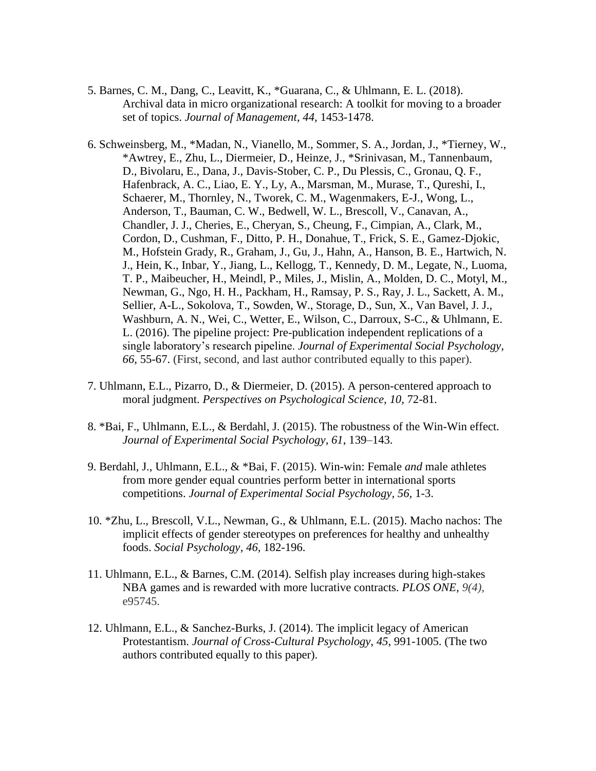5. Barnes, C. M., Dang, C., Leavitt, K., *Guarana, C., & Uhlmann, E. L. (2018). Archival data in micro organizational research: A toolkit for moving to a broader set of topics. *Journal of Management*, *44*, 1453-1478.

6. Schweinsberg, M., *Madan, N., Vianello, M., Sommer, S. A., Jordan, J., *Tierney, W., *Awtrey, E., Zhu, L., Diermeier, D., Heinze, J., *Srinivasan, M., Tannenbaum, D., Bivolaru, E., Dana, J., Davis-Stober, C. P., Du Plessis, C., Gronau, Q. F., Hafenbrack, A. C., Liao, E. Y., Ly, A., Marsman, M., Murase, T., Qureshi, I., Schaerer, M., Thornley, N., Tworek, C. M., Wagenmakers, E-J., Wong, L., Anderson, T., Bauman, C. W., Bedwell, W. L., Brescoll, V., Canavan, A., Chandler, J. J., Cheries, E., Cheryan, S., Cheung, F., Cimpian, A., Clark, M., Cordon, D., Cushman, F., Ditto, P. H., Donahue, T., Frick, S. E., Gamez-Djokic, M., Hofstein Grady, R., Graham, J., Gu, J., Hahn, A., Hanson, B. E., Hartwich, N. J., Hein, K., Inbar, Y., Jiang, L., Kellogg, T., Kennedy, D. M., Legate, N., Luoma, T. P., Maibeucher, H., Meindl, P., Miles, J., Mislin, A., Molden, D. C., Motyl, M., Newman, G., Ngo, H. H., Packham, H., Ramsay, P. S., Ray, J. L., Sackett, A. M., Sellier, A-L., Sokolova, T., Sowden, W., Storage, D., Sun, X., Van Bavel, J. J., Washburn, A. N., Wei, C., Wetter, E., Wilson, C., Darroux, S-C., & Uhlmann, E. L. (2016). The pipeline project: Pre-publication independent replications of a single laboratory's research pipeline. *Journal of Experimental Social Psychology*, *66*, 55-67. (First, second, and last author contributed equally to this paper).

7. Uhlmann, E.L., Pizarro, D., & Diermeier, D. (2015). A person-centered approach to moral judgment. *Perspectives on Psychological Science, 10*, 72-81.

8. *Bai, F., Uhlmann, E.L., & Berdahl, J. (2015). The robustness of the Win-Win effect. *Journal of Experimental Social Psychology, 61*, 139–143.

9. Berdahl, J., Uhlmann, E.L., & *Bai, F. (2015). Win-win: Female *and* male athletes from more gender equal countries perform better in international sports competitions. *Journal of Experimental Social Psychology, 56*, 1-3.

10. *Zhu, L., Brescoll, V.L., Newman, G., & Uhlmann, E.L. (2015). Macho nachos: The implicit effects of gender stereotypes on preferences for healthy and unhealthy foods. *Social Psychology*, *46*, 182-196.

11. Uhlmann, E.L., & Barnes, C.M. (2014). Selfish play increases during high-stakes NBA games and is rewarded with more lucrative contracts. *PLOS ONE, 9(4)*, e95745.

12. Uhlmann, E.L., & Sanchez-Burks, J. (2014). The implicit legacy of American Protestantism. *Journal of Cross-Cultural Psychology*, *45*, 991-1005. (The two authors contributed equally to this paper).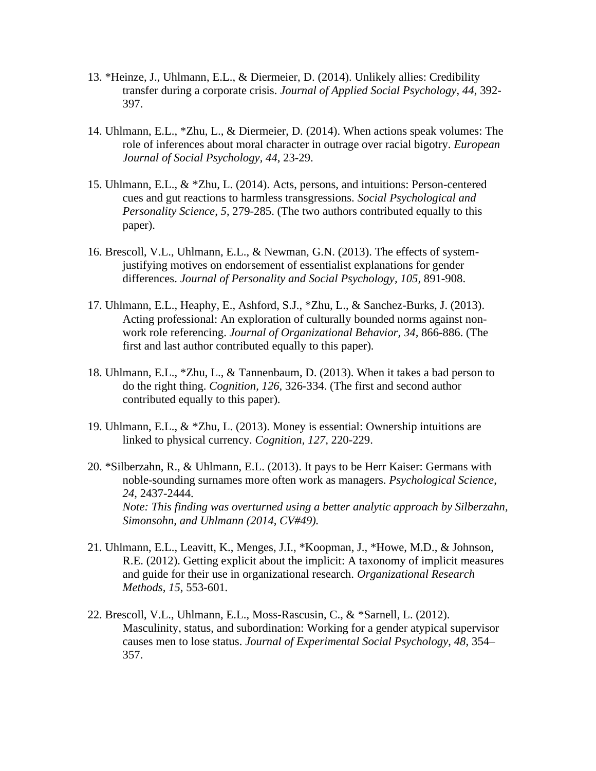13. *Heinze, J., Uhlmann, E.L., & Diermeier, D. (2014). Unlikely allies: Credibility transfer during a corporate crisis. *Journal of Applied Social Psychology*, *44*, 392-397.

14. Uhlmann, E.L., *Zhu, L., & Diermeier, D. (2014). When actions speak volumes: The role of inferences about moral character in outrage over racial bigotry. *European Journal of Social Psychology, 44*, 23-29.

15. Uhlmann, E.L., & *Zhu, L. (2014). Acts, persons, and intuitions: Person-centered cues and gut reactions to harmless transgressions. *Social Psychological and Personality Science*, *5*, 279-285. (The two authors contributed equally to this paper).

16. Brescoll, V.L., Uhlmann, E.L., & Newman, G.N. (2013). The effects of system-justifying motives on endorsement of essentialist explanations for gender differences. *Journal of Personality and Social Psychology, 105,* 891-908.

17. Uhlmann, E.L., Heaphy, E., Ashford, S.J., *Zhu, L., & Sanchez-Burks, J. (2013). Acting professional: An exploration of culturally bounded norms against non-work role referencing. *Journal of Organizational Behavior, 34,* 866-886. (The first and last author contributed equally to this paper).

18. Uhlmann, E.L., *Zhu, L., & Tannenbaum, D. (2013). When it takes a bad person to do the right thing. *Cognition*, *126*, 326-334. (The first and second author contributed equally to this paper).

19. Uhlmann, E.L., & *Zhu, L. (2013). Money is essential: Ownership intuitions are linked to physical currency. *Cognition, 127,* 220-229.

20. *Silberzahn, R., & Uhlmann, E.L. (2013). It pays to be Herr Kaiser: Germans with noble-sounding surnames more often work as managers. *Psychological Science, 24*, 2437-2444.
    *Note: This finding was overturned using a better analytic approach by Silberzahn, Simonsohn, and Uhlmann (2014, CV#49).*

21. Uhlmann, E.L., Leavitt, K., Menges, J.I., *Koopman, J., *Howe, M.D., & Johnson, R.E. (2012). Getting explicit about the implicit: A taxonomy of implicit measures and guide for their use in organizational research. *Organizational Research Methods*, *15*, 553-601.

22. Brescoll, V.L., Uhlmann, E.L., Moss-Rascusin, C., & *Sarnell, L. (2012). Masculinity, status, and subordination: Working for a gender atypical supervisor causes men to lose status. *Journal of Experimental Social Psychology*, *48*, 354–357.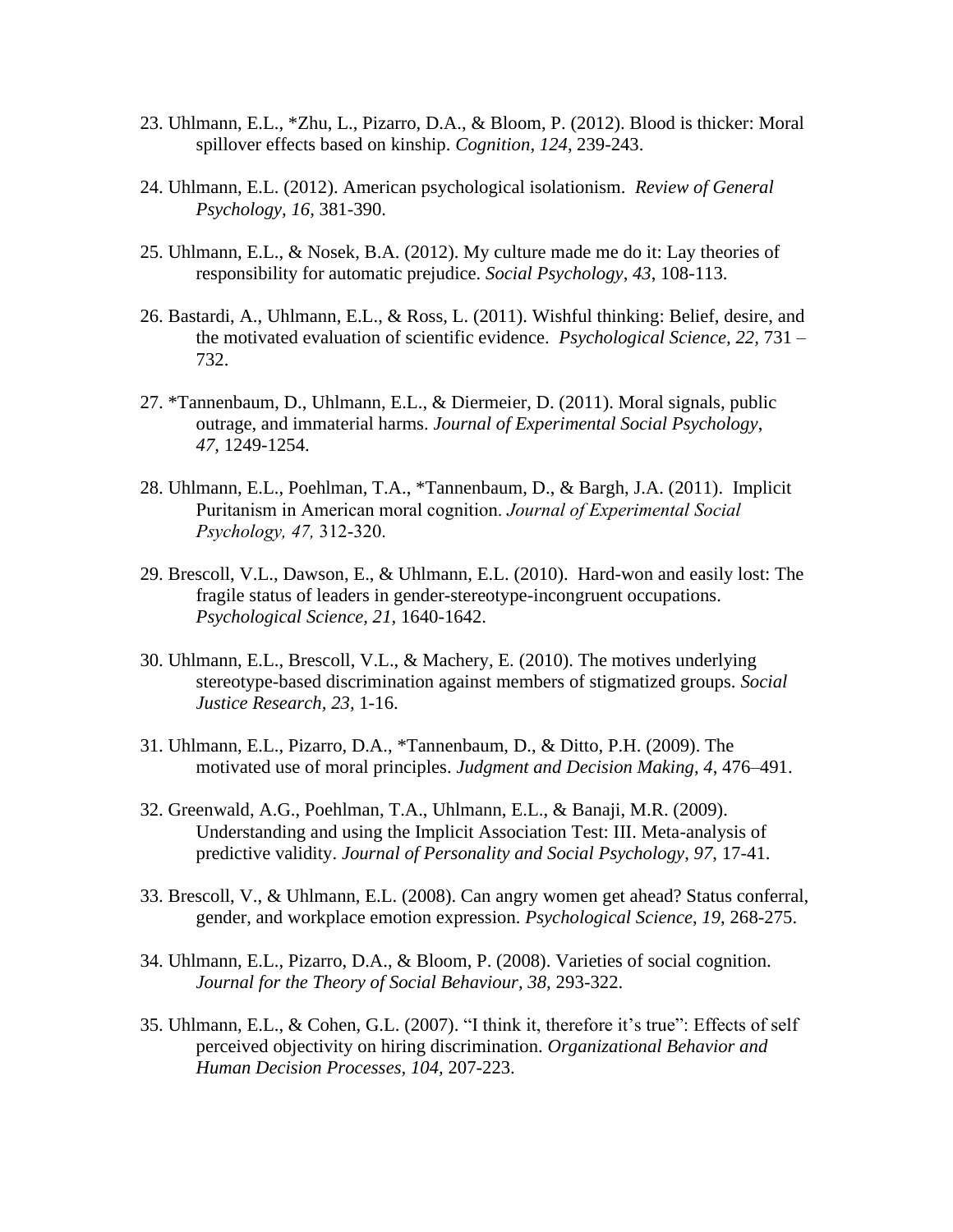23. Uhlmann, E.L., *Zhu, L., Pizarro, D.A., & Bloom, P. (2012). Blood is thicker: Moral spillover effects based on kinship. *Cognition*, *124*, 239-243.

24. Uhlmann, E.L. (2012). American psychological isolationism. *Review of General Psychology, 16*, 381-390.

25. Uhlmann, E.L., & Nosek, B.A. (2012). My culture made me do it: Lay theories of responsibility for automatic prejudice. *Social Psychology*, *43*, 108-113.

26. Bastardi, A., Uhlmann, E.L., & Ross, L. (2011). Wishful thinking: Belief, desire, and the motivated evaluation of scientific evidence. *Psychological Science, 22,* 731 – 732.

27. *Tannenbaum, D., Uhlmann, E.L., & Diermeier, D. (2011). Moral signals, public outrage, and immaterial harms. *Journal of Experimental Social Psychology*, *47,* 1249-1254.

28. Uhlmann, E.L., Poehlman, T.A., *Tannenbaum, D., & Bargh, J.A. (2011). Implicit Puritanism in American moral cognition. *Journal of Experimental Social Psychology, 47,* 312-320.

29. Brescoll, V.L., Dawson, E., & Uhlmann, E.L. (2010). Hard-won and easily lost: The fragile status of leaders in gender-stereotype-incongruent occupations. *Psychological Science, 21,* 1640-1642.

30. Uhlmann, E.L., Brescoll, V.L., & Machery, E. (2010). The motives underlying stereotype-based discrimination against members of stigmatized groups. *Social Justice Research, 23,* 1-16.

31. Uhlmann, E.L., Pizarro, D.A., *Tannenbaum, D., & Ditto, P.H. (2009). The motivated use of moral principles. *Judgment and Decision Making*, *4*, 476–491.

32. Greenwald, A.G., Poehlman, T.A., Uhlmann, E.L., & Banaji, M.R. (2009). Understanding and using the Implicit Association Test: III. Meta-analysis of predictive validity. *Journal of Personality and Social Psychology*, *97*, 17-41.

33. Brescoll, V., & Uhlmann, E.L. (2008). Can angry women get ahead? Status conferral, gender, and workplace emotion expression. *Psychological Science*, *19*, 268-275.

34. Uhlmann, E.L., Pizarro, D.A., & Bloom, P. (2008). Varieties of social cognition. *Journal for the Theory of Social Behaviour, 38,* 293-322.

35. Uhlmann, E.L., & Cohen, G.L. (2007). "I think it, therefore it's true": Effects of self perceived objectivity on hiring discrimination. *Organizational Behavior and Human Decision Processes, 104,* 207-223.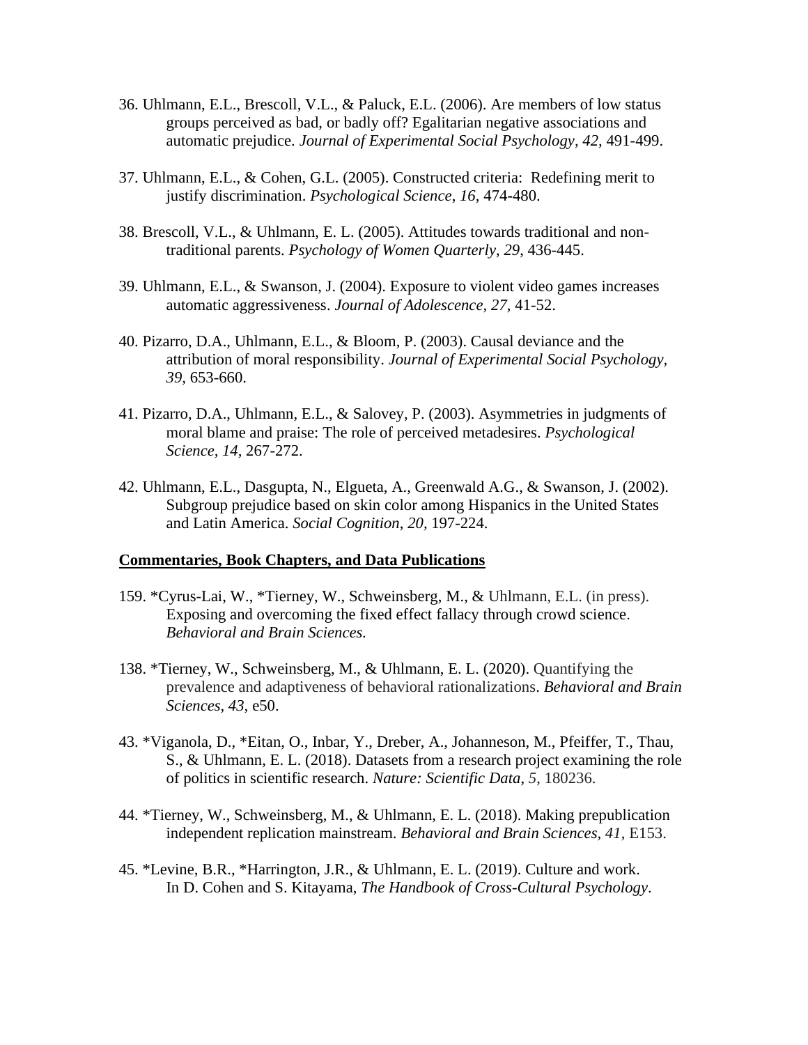36. Uhlmann, E.L., Brescoll, V.L., & Paluck, E.L. (2006). Are members of low status groups perceived as bad, or badly off? Egalitarian negative associations and automatic prejudice. *Journal of Experimental Social Psychology*, *42*, 491-499.

37. Uhlmann, E.L., & Cohen, G.L. (2005). Constructed criteria: Redefining merit to justify discrimination. *Psychological Science*, *16*, 474-480.

38. Brescoll, V.L., & Uhlmann, E. L. (2005). Attitudes towards traditional and non-traditional parents. *Psychology of Women Quarterly*, *29*, 436-445.

39. Uhlmann, E.L., & Swanson, J. (2004). Exposure to violent video games increases automatic aggressiveness. *Journal of Adolescence, 27*, 41-52.

40. Pizarro, D.A., Uhlmann, E.L., & Bloom, P. (2003). Causal deviance and the attribution of moral responsibility. *Journal of Experimental Social Psychology, 39*, 653-660.

41. Pizarro, D.A., Uhlmann, E.L., & Salovey, P. (2003). Asymmetries in judgments of moral blame and praise: The role of perceived metadesires. *Psychological Science*, *14*, 267-272.

42. Uhlmann, E.L., Dasgupta, N., Elgueta, A., Greenwald A.G., & Swanson, J. (2002). Subgroup prejudice based on skin color among Hispanics in the United States and Latin America. *Social Cognition*, *20*, 197-224.

**Commentaries, Book Chapters, and Data Publications**

159. *Cyrus-Lai, W., *Tierney, W., Schweinsberg, M., & Uhlmann, E.L. (in press). Exposing and overcoming the fixed effect fallacy through crowd science. *Behavioral and Brain Sciences.*

138. *Tierney, W., Schweinsberg, M., & Uhlmann, E. L. (2020). Quantifying the prevalence and adaptiveness of behavioral rationalizations. *Behavioral and Brain Sciences*, *43*, e50.

43. *Viganola, D., *Eitan, O., Inbar, Y., Dreber, A., Johanneson, M., Pfeiffer, T., Thau, S., & Uhlmann, E. L. (2018). Datasets from a research project examining the role of politics in scientific research. *Nature: Scientific Data*, *5*, 180236.

44. *Tierney, W., Schweinsberg, M., & Uhlmann, E. L. (2018). Making prepublication independent replication mainstream. *Behavioral and Brain Sciences, 41*, E153.

45. *Levine, B.R., *Harrington, J.R., & Uhlmann, E. L. (2019). Culture and work. In D. Cohen and S. Kitayama, *The Handbook of Cross-Cultural Psychology*.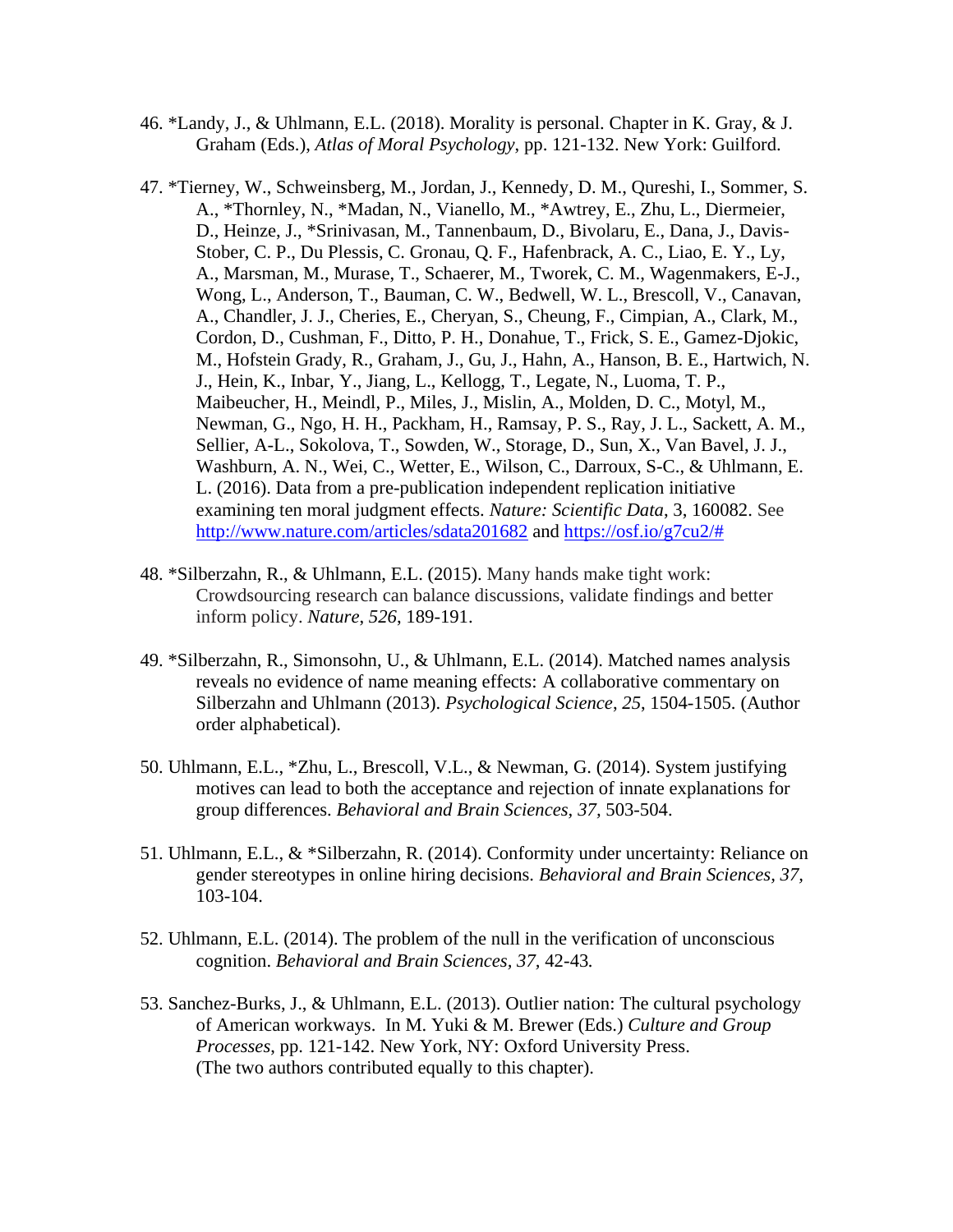46. *Landy, J., & Uhlmann, E.L. (2018). Morality is personal. Chapter in K. Gray, & J. Graham (Eds.), *Atlas of Moral Psychology*, pp. 121-132. New York: Guilford.

47. *Tierney, W., Schweinsberg, M., Jordan, J., Kennedy, D. M., Qureshi, I., Sommer, S. A., *Thornley, N., *Madan, N., Vianello, M., *Awtrey, E., Zhu, L., Diermeier, D., Heinze, J., *Srinivasan, M., Tannenbaum, D., Bivolaru, E., Dana, J., Davis-Stober, C. P., Du Plessis, C. Gronau, Q. F., Hafenbrack, A. C., Liao, E. Y., Ly, A., Marsman, M., Murase, T., Schaerer, M., Tworek, C. M., Wagenmakers, E-J., Wong, L., Anderson, T., Bauman, C. W., Bedwell, W. L., Brescoll, V., Canavan, A., Chandler, J. J., Cheries, E., Cheryan, S., Cheung, F., Cimpian, A., Clark, M., Cordon, D., Cushman, F., Ditto, P. H., Donahue, T., Frick, S. E., Gamez-Djokic, M., Hofstein Grady, R., Graham, J., Gu, J., Hahn, A., Hanson, B. E., Hartwich, N. J., Hein, K., Inbar, Y., Jiang, L., Kellogg, T., Legate, N., Luoma, T. P., Maibeucher, H., Meindl, P., Miles, J., Mislin, A., Molden, D. C., Motyl, M., Newman, G., Ngo, H. H., Packham, H., Ramsay, P. S., Ray, J. L., Sackett, A. M., Sellier, A-L., Sokolova, T., Sowden, W., Storage, D., Sun, X., Van Bavel, J. J., Washburn, A. N., Wei, C., Wetter, E., Wilson, C., Darroux, S-C., & Uhlmann, E. L. (2016). Data from a pre-publication independent replication initiative examining ten moral judgment effects. *Nature: Scientific Data*, 3, 160082. See http://www.nature.com/articles/sdata201682 and https://osf.io/g7cu2/#

48. *Silberzahn, R., & Uhlmann, E.L. (2015). Many hands make tight work: Crowdsourcing research can balance discussions, validate findings and better inform policy. *Nature*, *526*, 189-191.

49. *Silberzahn, R., Simonsohn, U., & Uhlmann, E.L. (2014). Matched names analysis reveals no evidence of name meaning effects: A collaborative commentary on Silberzahn and Uhlmann (2013). *Psychological Science*, *25*, 1504-1505. (Author order alphabetical).

50. Uhlmann, E.L., *Zhu, L., Brescoll, V.L., & Newman, G. (2014). System justifying motives can lead to both the acceptance and rejection of innate explanations for group differences. *Behavioral and Brain Sciences, 37*, 503-504.

51. Uhlmann, E.L., & *Silberzahn, R. (2014). Conformity under uncertainty: Reliance on gender stereotypes in online hiring decisions. *Behavioral and Brain Sciences, 37,* 103-104.

52. Uhlmann, E.L. (2014). The problem of the null in the verification of unconscious cognition. *Behavioral and Brain Sciences, 37*, 42-43*.*

53. Sanchez-Burks, J., & Uhlmann, E.L. (2013). Outlier nation: The cultural psychology of American workways. In M. Yuki & M. Brewer (Eds.) *Culture and Group Processes*, pp. 121-142. New York, NY: Oxford University Press. (The two authors contributed equally to this chapter).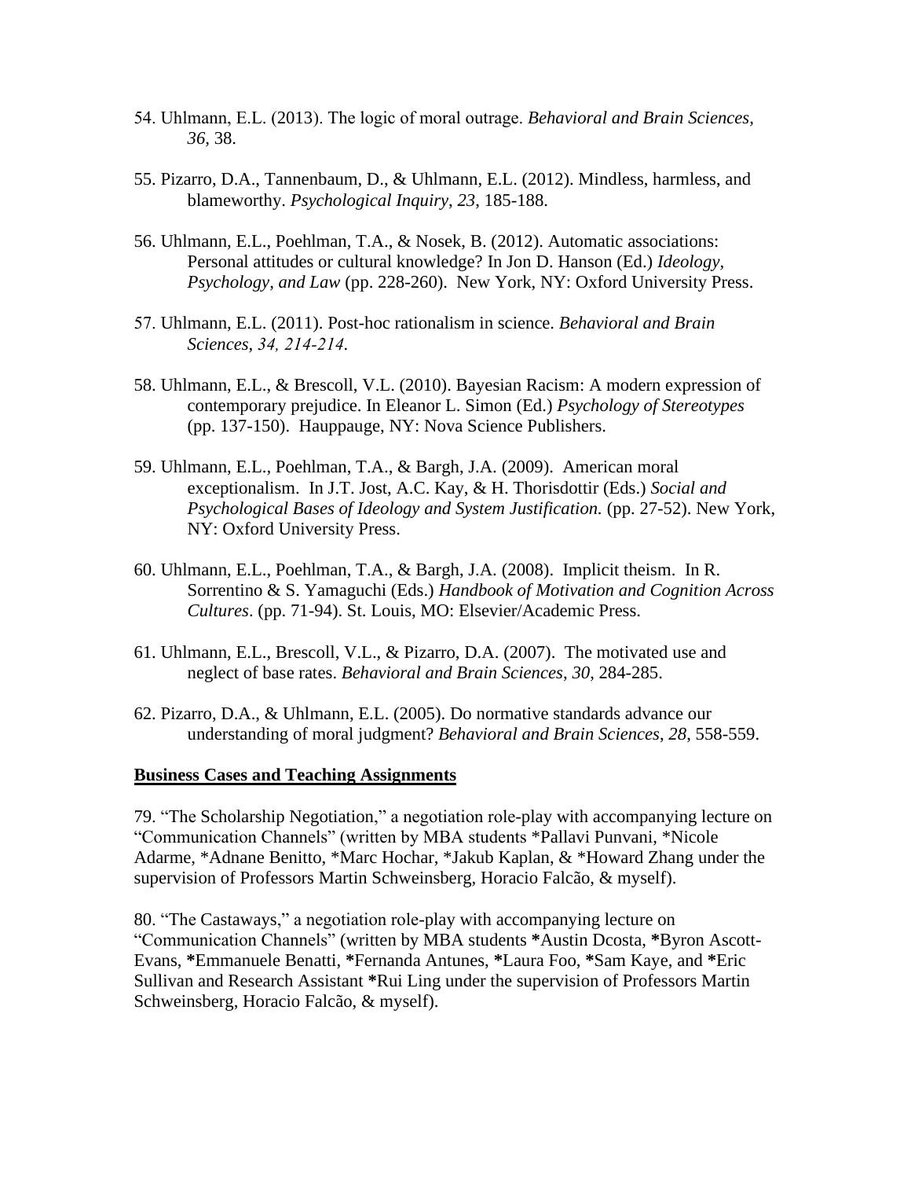54. Uhlmann, E.L. (2013). The logic of moral outrage. *Behavioral and Brain Sciences*, *36*, 38.

55. Pizarro, D.A., Tannenbaum, D., & Uhlmann, E.L. (2012). Mindless, harmless, and blameworthy. *Psychological Inquiry*, *23*, 185-188.

56. Uhlmann, E.L., Poehlman, T.A., & Nosek, B. (2012). Automatic associations: Personal attitudes or cultural knowledge? In Jon D. Hanson (Ed.) *Ideology, Psychology, and Law* (pp. 228-260). New York, NY: Oxford University Press.

57. Uhlmann, E.L. (2011). Post-hoc rationalism in science. *Behavioral and Brain Sciences, 34, 214-214*.

58. Uhlmann, E.L., & Brescoll, V.L. (2010). Bayesian Racism: A modern expression of contemporary prejudice. In Eleanor L. Simon (Ed.) *Psychology of Stereotypes* (pp. 137-150). Hauppauge, NY: Nova Science Publishers.

59. Uhlmann, E.L., Poehlman, T.A., & Bargh, J.A. (2009). American moral exceptionalism. In J.T. Jost, A.C. Kay, & H. Thorisdottir (Eds.) *Social and Psychological Bases of Ideology and System Justification.* (pp. 27-52). New York, NY: Oxford University Press.

60. Uhlmann, E.L., Poehlman, T.A., & Bargh, J.A. (2008). Implicit theism. In R. Sorrentino & S. Yamaguchi (Eds.) *Handbook of Motivation and Cognition Across Cultures*. (pp. 71-94). St. Louis, MO: Elsevier/Academic Press.

61. Uhlmann, E.L., Brescoll, V.L., & Pizarro, D.A. (2007). The motivated use and neglect of base rates. *Behavioral and Brain Sciences*, *30*, 284-285.

62. Pizarro, D.A., & Uhlmann, E.L. (2005). Do normative standards advance our understanding of moral judgment? *Behavioral and Brain Sciences*, *28*, 558-559.

**Business Cases and Teaching Assignments**

79. "The Scholarship Negotiation," a negotiation role-play with accompanying lecture on "Communication Channels" (written by MBA students *Pallavi Punvani, *Nicole Adarme, *Adnane Benitto, *Marc Hochar, *Jakub Kaplan, & *Howard Zhang under the supervision of Professors Martin Schweinsberg, Horacio Falcão, & myself).

80. "The Castaways," a negotiation role-play with accompanying lecture on "Communication Channels" (written by MBA students **\***Austin Dcosta, **\***Byron Ascott-Evans, **\***Emmanuele Benatti, **\***Fernanda Antunes, **\***Laura Foo, **\***Sam Kaye, and **\***Eric Sullivan and Research Assistant **\***Rui Ling under the supervision of Professors Martin Schweinsberg, Horacio Falcão, & myself).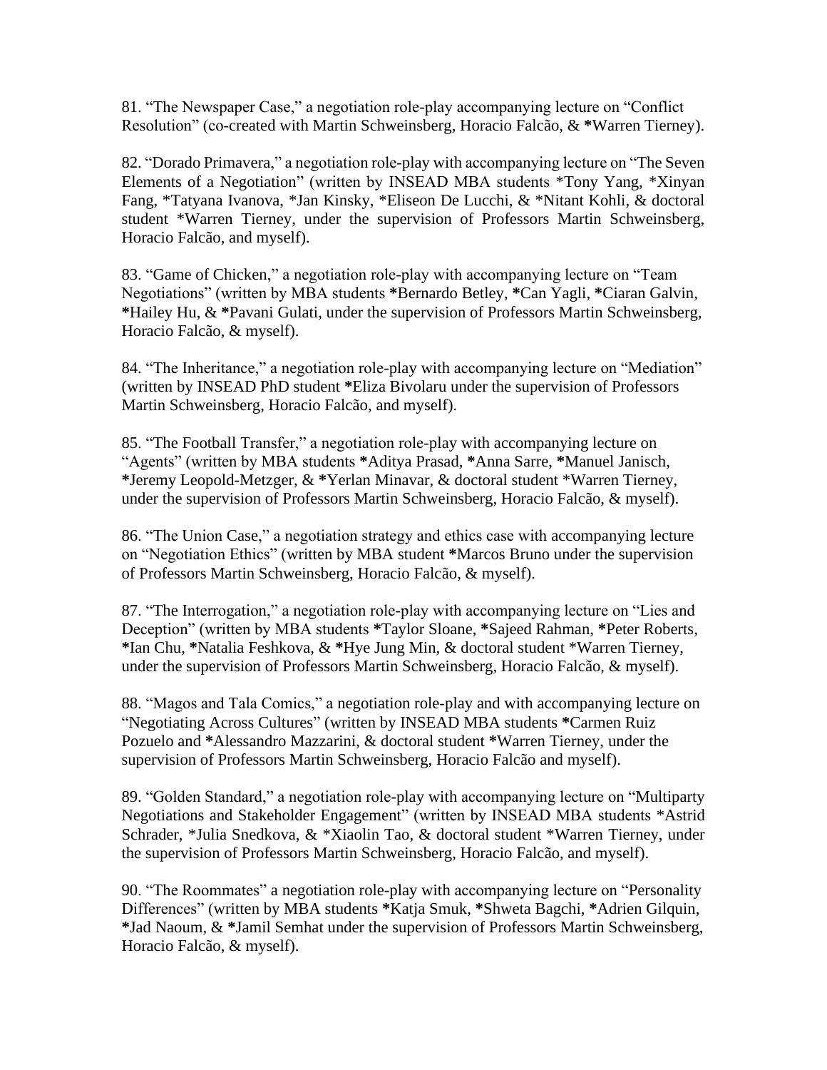81. “The Newspaper Case,” a negotiation role-play accompanying lecture on “Conflict Resolution” (co-created with Martin Schweinsberg, Horacio Falcão, & *Warren Tierney).

82. “Dorado Primavera,” a negotiation role-play with accompanying lecture on “The Seven Elements of a Negotiation” (written by INSEAD MBA students *Tony Yang, *Xinyan Fang, *Tatyana Ivanova, *Jan Kinsky, *Eliseon De Lucchi, & *Nitant Kohli, & doctoral student *Warren Tierney, under the supervision of Professors Martin Schweinsberg, Horacio Falcão, and myself).

83. “Game of Chicken,” a negotiation role-play with accompanying lecture on “Team Negotiations” (written by MBA students *Bernardo Betley, *Can Yagli, *Ciaran Galvin, *Hailey Hu, & *Pavani Gulati, under the supervision of Professors Martin Schweinsberg, Horacio Falcão, & myself).

84. “The Inheritance,” a negotiation role-play with accompanying lecture on “Mediation” (written by INSEAD PhD student *Eliza Bivolaru under the supervision of Professors Martin Schweinsberg, Horacio Falcão, and myself).

85. “The Football Transfer,” a negotiation role-play with accompanying lecture on “Agents” (written by MBA students *Aditya Prasad, *Anna Sarre, *Manuel Janisch, *Jeremy Leopold-Metzger, & *Yerlan Minavar, & doctoral student *Warren Tierney, under the supervision of Professors Martin Schweinsberg, Horacio Falcão, & myself).

86. “The Union Case,” a negotiation strategy and ethics case with accompanying lecture on “Negotiation Ethics” (written by MBA student *Marcos Bruno under the supervision of Professors Martin Schweinsberg, Horacio Falcão, & myself).

87. “The Interrogation,” a negotiation role-play with accompanying lecture on “Lies and Deception” (written by MBA students *Taylor Sloane, *Sajeed Rahman, *Peter Roberts, *Ian Chu, *Natalia Feshkova, & *Hye Jung Min, & doctoral student *Warren Tierney, under the supervision of Professors Martin Schweinsberg, Horacio Falcão, & myself).

88. “Magos and Tala Comics,” a negotiation role-play and with accompanying lecture on “Negotiating Across Cultures” (written by INSEAD MBA students *Carmen Ruiz Pozuelo and *Alessandro Mazzarini, & doctoral student *Warren Tierney, under the supervision of Professors Martin Schweinsberg, Horacio Falcão and myself).

89. “Golden Standard,” a negotiation role-play with accompanying lecture on “Multiparty Negotiations and Stakeholder Engagement” (written by INSEAD MBA students *Astrid Schrader, *Julia Snedkova, & *Xiaolin Tao, & doctoral student *Warren Tierney, under the supervision of Professors Martin Schweinsberg, Horacio Falcão, and myself).

90. “The Roommates” a negotiation role-play with accompanying lecture on “Personality Differences” (written by MBA students *Katja Smuk, *Shweta Bagchi, *Adrien Gilquin, *Jad Naoum, & *Jamil Semhat under the supervision of Professors Martin Schweinsberg, Horacio Falcão, & myself).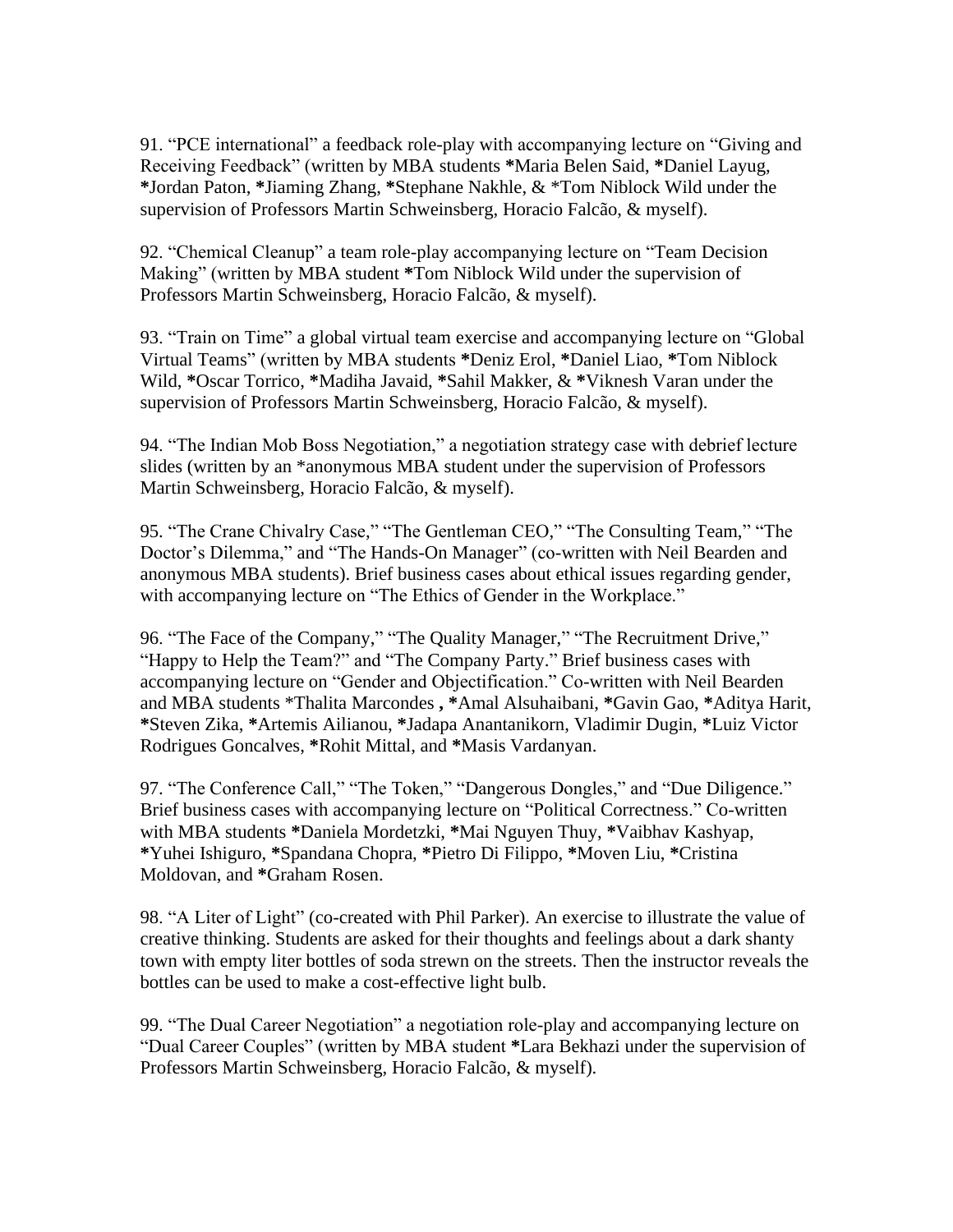91. “PCE international” a feedback role-play with accompanying lecture on “Giving and Receiving Feedback” (written by MBA students *Maria Belen Said, *Daniel Layug, *Jordan Paton, *Jiaming Zhang, *Stephane Nakhle, & *Tom Niblock Wild under the supervision of Professors Martin Schweinsberg, Horacio Falcão, & myself).

92. “Chemical Cleanup” a team role-play accompanying lecture on “Team Decision Making” (written by MBA student *Tom Niblock Wild under the supervision of Professors Martin Schweinsberg, Horacio Falcão, & myself).

93. “Train on Time” a global virtual team exercise and accompanying lecture on “Global Virtual Teams” (written by MBA students *Deniz Erol, *Daniel Liao, *Tom Niblock Wild, *Oscar Torrico, *Madiha Javaid, *Sahil Makker, & *Viknesh Varan under the supervision of Professors Martin Schweinsberg, Horacio Falcão, & myself).

94. “The Indian Mob Boss Negotiation,” a negotiation strategy case with debrief lecture slides (written by an *anonymous MBA student under the supervision of Professors Martin Schweinsberg, Horacio Falcão, & myself).

95. “The Crane Chivalry Case,” “The Gentleman CEO,” “The Consulting Team,” “The Doctor’s Dilemma,” and “The Hands-On Manager” (co-written with Neil Bearden and anonymous MBA students). Brief business cases about ethical issues regarding gender, with accompanying lecture on “The Ethics of Gender in the Workplace.”

96. “The Face of the Company,” “The Quality Manager,” “The Recruitment Drive,” “Happy to Help the Team?” and “The Company Party.” Brief business cases with accompanying lecture on “Gender and Objectification.” Co-written with Neil Bearden and MBA students *Thalita Marcondes **,** *Amal Alsuhaibani, *Gavin Gao, *Aditya Harit, *Steven Zika, *Artemis Ailianou, *Jadapa Anantanikorn, Vladimir Dugin, *Luiz Victor Rodrigues Goncalves, *Rohit Mittal, and *Masis Vardanyan.

97. “The Conference Call,” “The Token,” “Dangerous Dongles,” and “Due Diligence.” Brief business cases with accompanying lecture on “Political Correctness.” Co-written with MBA students *Daniela Mordetzki, *Mai Nguyen Thuy, *Vaibhav Kashyap, *Yuhei Ishiguro, *Spandana Chopra, *Pietro Di Filippo, *Moven Liu, *Cristina Moldovan, and *Graham Rosen.

98. “A Liter of Light” (co-created with Phil Parker). An exercise to illustrate the value of creative thinking. Students are asked for their thoughts and feelings about a dark shanty town with empty liter bottles of soda strewn on the streets. Then the instructor reveals the bottles can be used to make a cost-effective light bulb.

99. “The Dual Career Negotiation” a negotiation role-play and accompanying lecture on “Dual Career Couples” (written by MBA student *Lara Bekhazi under the supervision of Professors Martin Schweinsberg, Horacio Falcão, & myself).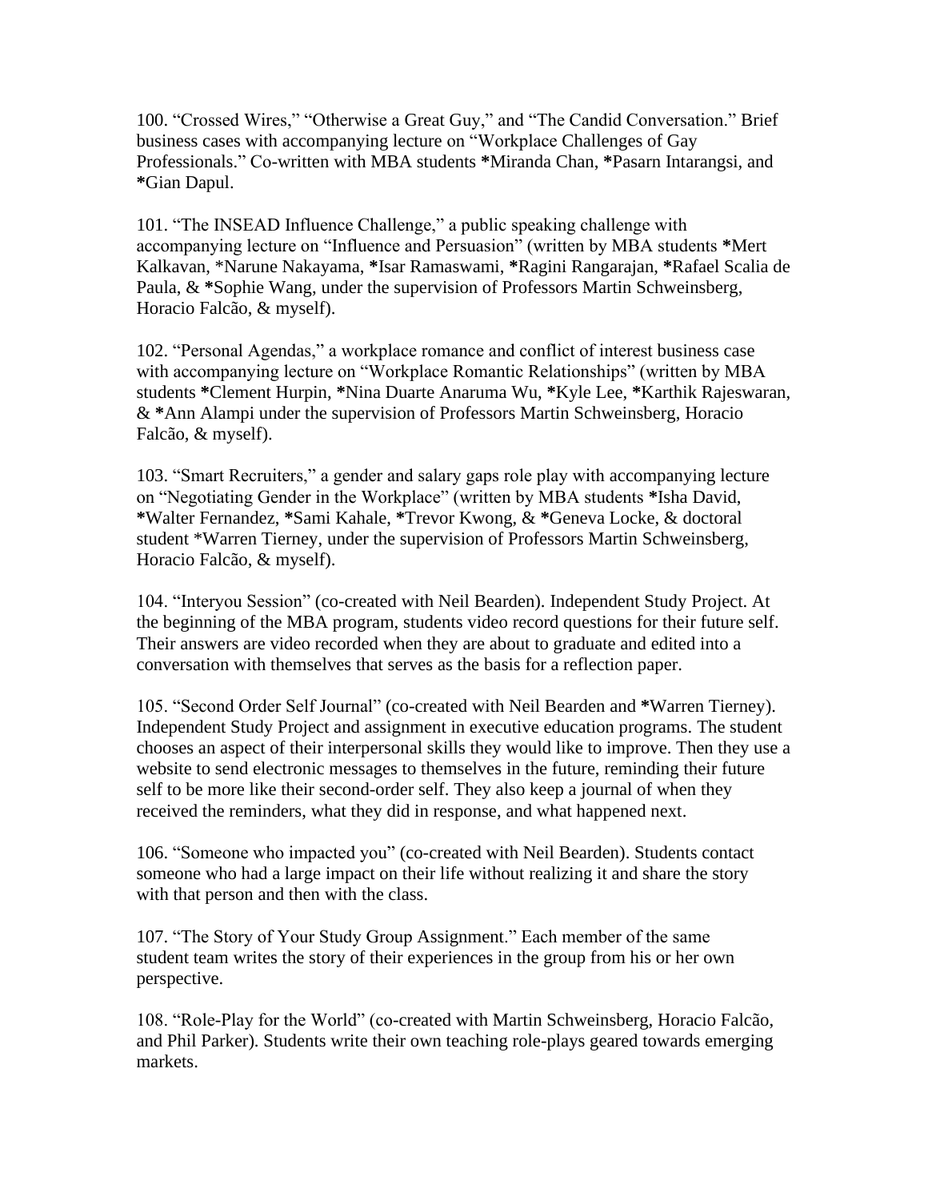100. “Crossed Wires,” “Otherwise a Great Guy,” and “The Candid Conversation.” Brief business cases with accompanying lecture on “Workplace Challenges of Gay Professionals.” Co-written with MBA students *Miranda Chan, *Pasarn Intarangsi, and *Gian Dapul.

101. “The INSEAD Influence Challenge,” a public speaking challenge with accompanying lecture on “Influence and Persuasion” (written by MBA students *Mert Kalkavan, *Narune Nakayama, *Isar Ramaswami, *Ragini Rangarajan, *Rafael Scalia de Paula, & *Sophie Wang, under the supervision of Professors Martin Schweinsberg, Horacio Falcão, & myself).

102. “Personal Agendas,” a workplace romance and conflict of interest business case with accompanying lecture on “Workplace Romantic Relationships” (written by MBA students *Clement Hurpin, *Nina Duarte Anaruma Wu, *Kyle Lee, *Karthik Rajeswaran, & *Ann Alampi under the supervision of Professors Martin Schweinsberg, Horacio Falcão, & myself).

103. “Smart Recruiters,” a gender and salary gaps role play with accompanying lecture on “Negotiating Gender in the Workplace” (written by MBA students *Isha David, *Walter Fernandez, *Sami Kahale, *Trevor Kwong, & *Geneva Locke, & doctoral student *Warren Tierney, under the supervision of Professors Martin Schweinsberg, Horacio Falcão, & myself).

104. “Interyou Session” (co-created with Neil Bearden). Independent Study Project. At the beginning of the MBA program, students video record questions for their future self. Their answers are video recorded when they are about to graduate and edited into a conversation with themselves that serves as the basis for a reflection paper.

105. “Second Order Self Journal” (co-created with Neil Bearden and *Warren Tierney). Independent Study Project and assignment in executive education programs. The student chooses an aspect of their interpersonal skills they would like to improve. Then they use a website to send electronic messages to themselves in the future, reminding their future self to be more like their second-order self. They also keep a journal of when they received the reminders, what they did in response, and what happened next.

106. “Someone who impacted you” (co-created with Neil Bearden). Students contact someone who had a large impact on their life without realizing it and share the story with that person and then with the class.

107. “The Story of Your Study Group Assignment.” Each member of the same student team writes the story of their experiences in the group from his or her own perspective.

108. “Role-Play for the World” (co-created with Martin Schweinsberg, Horacio Falcão, and Phil Parker). Students write their own teaching role-plays geared towards emerging markets.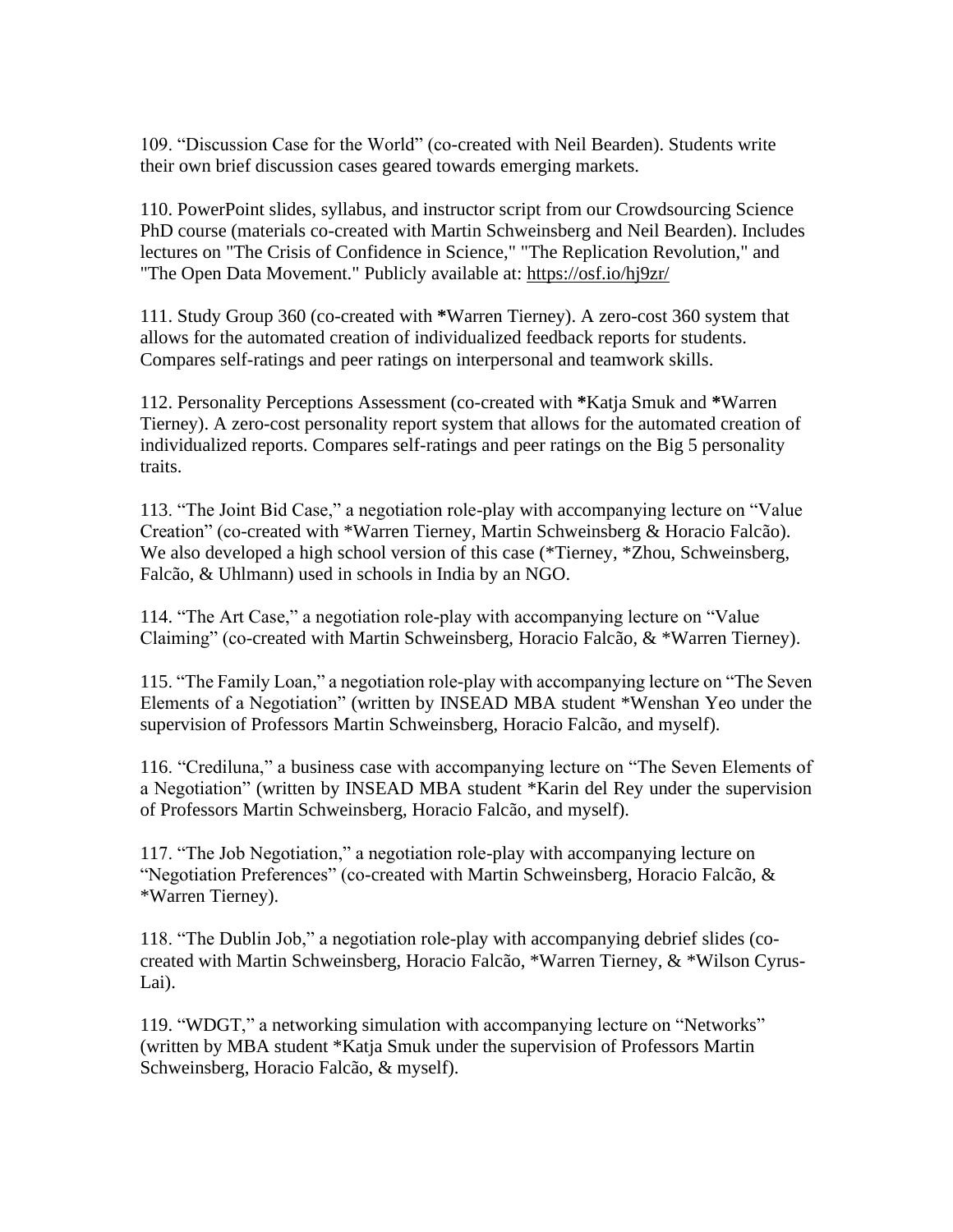109. "Discussion Case for the World" (co-created with Neil Bearden). Students write their own brief discussion cases geared towards emerging markets.

110. PowerPoint slides, syllabus, and instructor script from our Crowdsourcing Science PhD course (materials co-created with Martin Schweinsberg and Neil Bearden). Includes lectures on "The Crisis of Confidence in Science," "The Replication Revolution," and "The Open Data Movement." Publicly available at: https://osf.io/hj9zr/

111. Study Group 360 (co-created with *Warren Tierney). A zero-cost 360 system that allows for the automated creation of individualized feedback reports for students. Compares self-ratings and peer ratings on interpersonal and teamwork skills.

112. Personality Perceptions Assessment (co-created with *Katja Smuk and *Warren Tierney). A zero-cost personality report system that allows for the automated creation of individualized reports. Compares self-ratings and peer ratings on the Big 5 personality traits.

113. "The Joint Bid Case," a negotiation role-play with accompanying lecture on "Value Creation" (co-created with *Warren Tierney, Martin Schweinsberg & Horacio Falcão). We also developed a high school version of this case (*Tierney, *Zhou, Schweinsberg, Falcão, & Uhlmann) used in schools in India by an NGO.

114. "The Art Case," a negotiation role-play with accompanying lecture on "Value Claiming" (co-created with Martin Schweinsberg, Horacio Falcão, & *Warren Tierney).

115. "The Family Loan," a negotiation role-play with accompanying lecture on "The Seven Elements of a Negotiation" (written by INSEAD MBA student *Wenshan Yeo under the supervision of Professors Martin Schweinsberg, Horacio Falcão, and myself).

116. "Crediluna," a business case with accompanying lecture on "The Seven Elements of a Negotiation" (written by INSEAD MBA student *Karin del Rey under the supervision of Professors Martin Schweinsberg, Horacio Falcão, and myself).

117. "The Job Negotiation," a negotiation role-play with accompanying lecture on "Negotiation Preferences" (co-created with Martin Schweinsberg, Horacio Falcão, & *Warren Tierney).

118. "The Dublin Job," a negotiation role-play with accompanying debrief slides (co-created with Martin Schweinsberg, Horacio Falcão, *Warren Tierney, & *Wilson Cyrus-Lai).

119. "WDGT," a networking simulation with accompanying lecture on "Networks" (written by MBA student *Katja Smuk under the supervision of Professors Martin Schweinsberg, Horacio Falcão, & myself).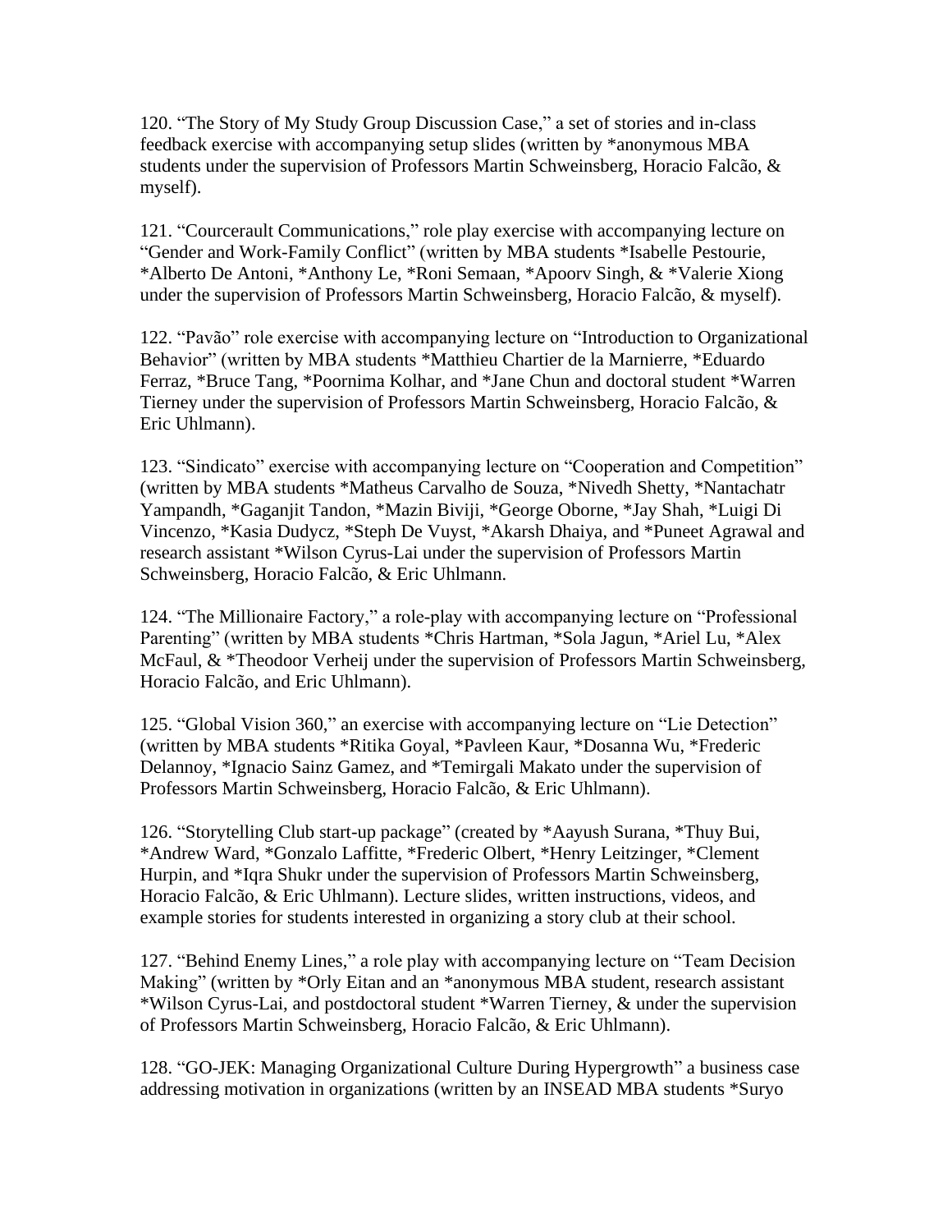120. “The Story of My Study Group Discussion Case,” a set of stories and in-class feedback exercise with accompanying setup slides (written by *anonymous MBA students under the supervision of Professors Martin Schweinsberg, Horacio Falcão, & myself).

121. “Courcerault Communications,” role play exercise with accompanying lecture on “Gender and Work-Family Conflict” (written by MBA students *Isabelle Pestourie, *Alberto De Antoni, *Anthony Le, *Roni Semaan, *Apoorv Singh, & *Valerie Xiong under the supervision of Professors Martin Schweinsberg, Horacio Falcão, & myself).

122. “Pavão” role exercise with accompanying lecture on “Introduction to Organizational Behavior” (written by MBA students *Matthieu Chartier de la Marnierre, *Eduardo Ferraz, *Bruce Tang, *Poornima Kolhar, and *Jane Chun and doctoral student *Warren Tierney under the supervision of Professors Martin Schweinsberg, Horacio Falcão, & Eric Uhlmann).

123. “Sindicato” exercise with accompanying lecture on “Cooperation and Competition” (written by MBA students *Matheus Carvalho de Souza, *Nivedh Shetty, *Nantachatr Yampandh, *Gaganjit Tandon, *Mazin Biviji, *George Oborne, *Jay Shah, *Luigi Di Vincenzo, *Kasia Dudycz, *Steph De Vuyst, *Akarsh Dhaiya, and *Puneet Agrawal and research assistant *Wilson Cyrus-Lai under the supervision of Professors Martin Schweinsberg, Horacio Falcão, & Eric Uhlmann.

124. “The Millionaire Factory,” a role-play with accompanying lecture on “Professional Parenting” (written by MBA students *Chris Hartman, *Sola Jagun, *Ariel Lu, *Alex McFaul, & *Theodoor Verheij under the supervision of Professors Martin Schweinsberg, Horacio Falcão, and Eric Uhlmann).

125. “Global Vision 360,” an exercise with accompanying lecture on “Lie Detection” (written by MBA students *Ritika Goyal, *Pavleen Kaur, *Dosanna Wu, *Frederic Delannoy, *Ignacio Sainz Gamez, and *Temirgali Makato under the supervision of Professors Martin Schweinsberg, Horacio Falcão, & Eric Uhlmann).

126. “Storytelling Club start-up package” (created by *Aayush Surana, *Thuy Bui, *Andrew Ward, *Gonzalo Laffitte, *Frederic Olbert, *Henry Leitzinger, *Clement Hurpin, and *Iqra Shukr under the supervision of Professors Martin Schweinsberg, Horacio Falcão, & Eric Uhlmann). Lecture slides, written instructions, videos, and example stories for students interested in organizing a story club at their school.

127. “Behind Enemy Lines,” a role play with accompanying lecture on “Team Decision Making” (written by *Orly Eitan and an *anonymous MBA student, research assistant *Wilson Cyrus-Lai, and postdoctoral student *Warren Tierney, & under the supervision of Professors Martin Schweinsberg, Horacio Falcão, & Eric Uhlmann).

128. “GO-JEK: Managing Organizational Culture During Hypergrowth” a business case addressing motivation in organizations (written by an INSEAD MBA students *Suryo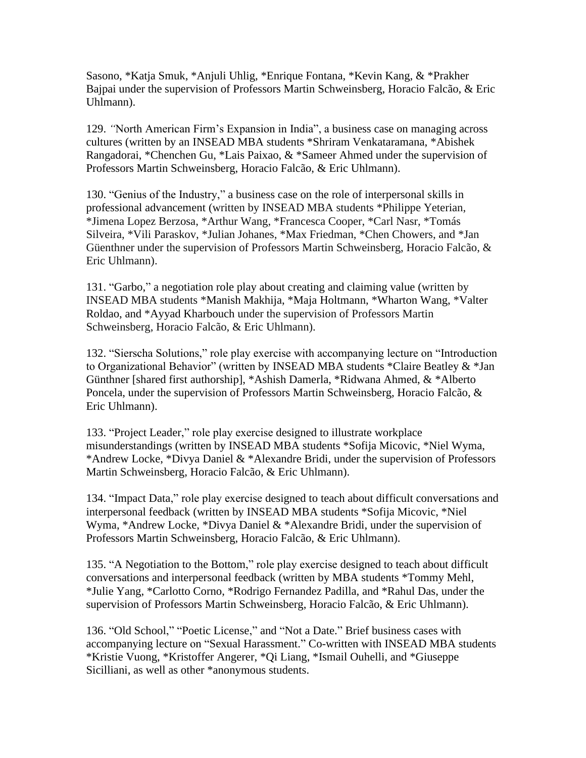Sasono, *Katja Smuk, *Anjuli Uhlig, *Enrique Fontana, *Kevin Kang, & *Prakher Bajpai under the supervision of Professors Martin Schweinsberg, Horacio Falcão, & Eric Uhlmann).

129. *"*North American Firm's Expansion in India", a business case on managing across cultures (written by an INSEAD MBA students *Shriram Venkataramana, *Abishek Rangadorai, *Chenchen Gu, *Lais Paixao, & *Sameer Ahmed under the supervision of Professors Martin Schweinsberg, Horacio Falcão, & Eric Uhlmann).

130. "Genius of the Industry," a business case on the role of interpersonal skills in professional advancement (written by INSEAD MBA students *Philippe Yeterian, *Jimena Lopez Berzosa, *Arthur Wang, *Francesca Cooper, *Carl Nasr, *Tomás Silveira, *Vili Paraskov, *Julian Johanes, *Max Friedman, *Chen Chowers, and *Jan Güenthner under the supervision of Professors Martin Schweinsberg, Horacio Falcão, & Eric Uhlmann).

131. "Garbo," a negotiation role play about creating and claiming value (written by INSEAD MBA students *Manish Makhija, *Maja Holtmann, *Wharton Wang, *Valter Roldao, and *Ayyad Kharbouch under the supervision of Professors Martin Schweinsberg, Horacio Falcão, & Eric Uhlmann).

132. "Sierscha Solutions," role play exercise with accompanying lecture on "Introduction to Organizational Behavior" (written by INSEAD MBA students *Claire Beatley & *Jan Günthner [shared first authorship], *Ashish Damerla, *Ridwana Ahmed, & *Alberto Poncela, under the supervision of Professors Martin Schweinsberg, Horacio Falcão, & Eric Uhlmann).

133. "Project Leader," role play exercise designed to illustrate workplace misunderstandings (written by INSEAD MBA students *Sofija Micovic, *Niel Wyma, *Andrew Locke, *Divya Daniel & *Alexandre Bridi, under the supervision of Professors Martin Schweinsberg, Horacio Falcão, & Eric Uhlmann).

134. "Impact Data," role play exercise designed to teach about difficult conversations and interpersonal feedback (written by INSEAD MBA students *Sofija Micovic, *Niel Wyma, *Andrew Locke, *Divya Daniel & *Alexandre Bridi, under the supervision of Professors Martin Schweinsberg, Horacio Falcão, & Eric Uhlmann).

135. "A Negotiation to the Bottom," role play exercise designed to teach about difficult conversations and interpersonal feedback (written by MBA students *Tommy Mehl, *Julie Yang, *Carlotto Corno, *Rodrigo Fernandez Padilla, and *Rahul Das, under the supervision of Professors Martin Schweinsberg, Horacio Falcão, & Eric Uhlmann).

136. "Old School," "Poetic License," and "Not a Date." Brief business cases with accompanying lecture on "Sexual Harassment." Co-written with INSEAD MBA students *Kristie Vuong, *Kristoffer Angerer, *Qi Liang, *Ismail Ouhelli, and *Giuseppe Sicilliani, as well as other *anonymous students.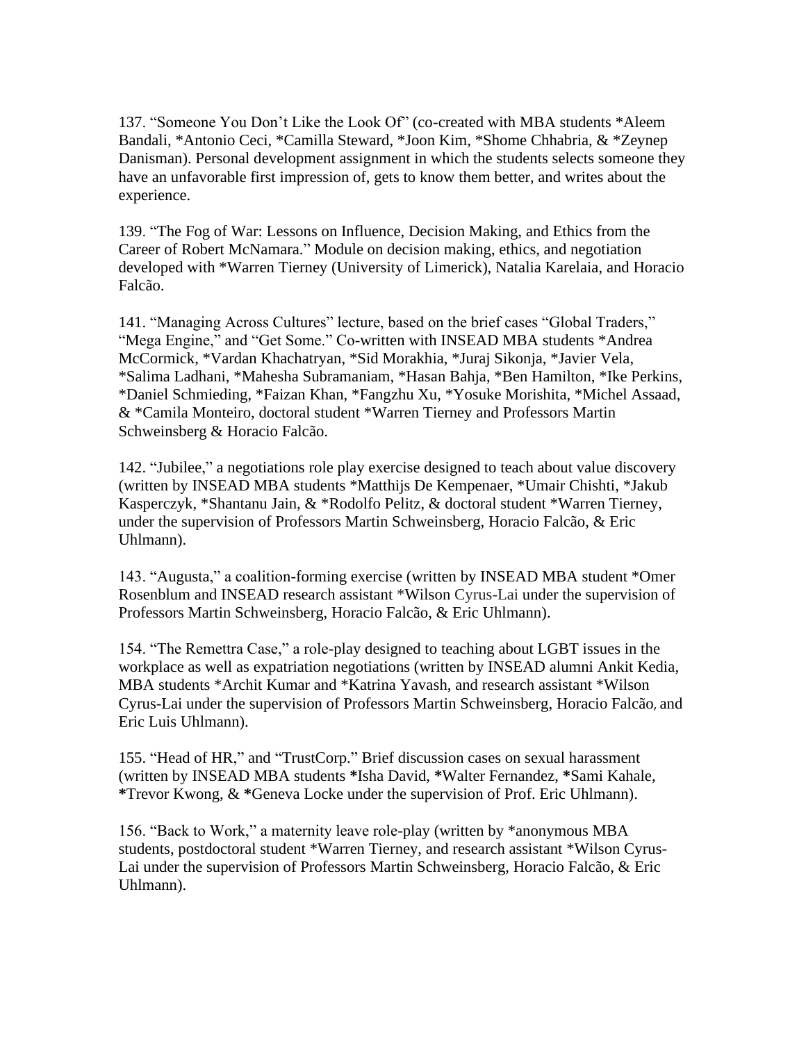137. “Someone You Don’t Like the Look Of” (co-created with MBA students *Aleem Bandali, *Antonio Ceci, *Camilla Steward, *Joon Kim, *Shome Chhabria, & *Zeynep Danisman). Personal development assignment in which the students selects someone they have an unfavorable first impression of, gets to know them better, and writes about the experience.

139. “The Fog of War: Lessons on Influence, Decision Making, and Ethics from the Career of Robert McNamara.” Module on decision making, ethics, and negotiation developed with *Warren Tierney (University of Limerick), Natalia Karelaia, and Horacio Falcão.

141. “Managing Across Cultures” lecture, based on the brief cases “Global Traders,” “Mega Engine,” and “Get Some.” Co-written with INSEAD MBA students *Andrea McCormick, *Vardan Khachatryan, *Sid Morakhia, *Juraj Sikonja, *Javier Vela, *Salima Ladhani, *Mahesha Subramaniam, *Hasan Bahja, *Ben Hamilton, *Ike Perkins, *Daniel Schmieding, *Faizan Khan, *Fangzhu Xu, *Yosuke Morishita, *Michel Assaad, & *Camila Monteiro, doctoral student *Warren Tierney and Professors Martin Schweinsberg & Horacio Falcão.

142. “Jubilee,” a negotiations role play exercise designed to teach about value discovery (written by INSEAD MBA students *Matthijs De Kempenaer, *Umair Chishti, *Jakub Kasperczyk, *Shantanu Jain, & *Rodolfo Pelitz, & doctoral student *Warren Tierney, under the supervision of Professors Martin Schweinsberg, Horacio Falcão, & Eric Uhlmann).

143. “Augusta,” a coalition-forming exercise (written by INSEAD MBA student *Omer Rosenblum and INSEAD research assistant *Wilson Cyrus-Lai under the supervision of Professors Martin Schweinsberg, Horacio Falcão, & Eric Uhlmann).

154. “The Remettra Case,” a role-play designed to teaching about LGBT issues in the workplace as well as expatriation negotiations (written by INSEAD alumni Ankit Kedia, MBA students *Archit Kumar and *Katrina Yavash, and research assistant *Wilson Cyrus-Lai under the supervision of Professors Martin Schweinsberg, Horacio Falcão, and Eric Luis Uhlmann).

155. “Head of HR,” and “TrustCorp.” Brief discussion cases on sexual harassment (written by INSEAD MBA students *Isha David, *Walter Fernandez, *Sami Kahale, *Trevor Kwong, & *Geneva Locke under the supervision of Prof. Eric Uhlmann).

156. “Back to Work,” a maternity leave role-play (written by *anonymous MBA students, postdoctoral student *Warren Tierney, and research assistant *Wilson Cyrus-Lai under the supervision of Professors Martin Schweinsberg, Horacio Falcão, & Eric Uhlmann).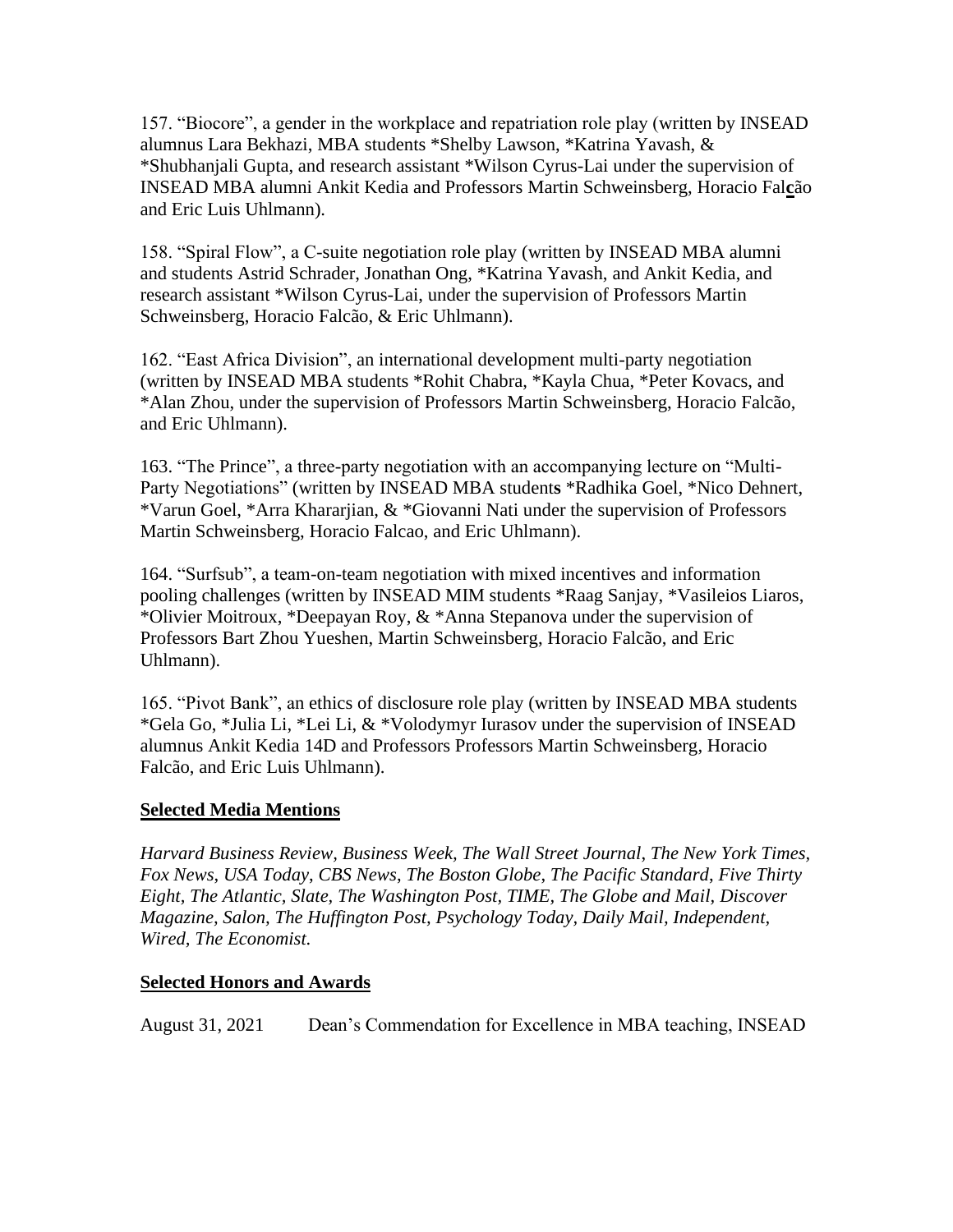157. “Biocore”, a gender in the workplace and repatriation role play (written by INSEAD alumnus Lara Bekhazi, MBA students *Shelby Lawson, *Katrina Yavash, & *Shubhanjali Gupta, and research assistant *Wilson Cyrus-Lai under the supervision of INSEAD MBA alumni Ankit Kedia and Professors Martin Schweinsberg, Horacio Fal**c**ão and Eric Luis Uhlmann).

158. “Spiral Flow”, a C-suite negotiation role play (written by INSEAD MBA alumni and students Astrid Schrader, Jonathan Ong, *Katrina Yavash, and Ankit Kedia, and research assistant *Wilson Cyrus-Lai, under the supervision of Professors Martin Schweinsberg, Horacio Falcão, & Eric Uhlmann).

162. “East Africa Division”, an international development multi-party negotiation (written by INSEAD MBA students *Rohit Chabra, *Kayla Chua, *Peter Kovacs, and *Alan Zhou, under the supervision of Professors Martin Schweinsberg, Horacio Falcão, and Eric Uhlmann).

163. “The Prince”, a three-party negotiation with an accompanying lecture on “Multi-Party Negotiations” (written by INSEAD MBA student**s** *Radhika Goel, *Nico Dehnert, *Varun Goel, *Arra Khararjian, & *Giovanni Nati under the supervision of Professors Martin Schweinsberg, Horacio Falcao, and Eric Uhlmann).

164. “Surfsub”, a team-on-team negotiation with mixed incentives and information pooling challenges (written by INSEAD MIM students *Raag Sanjay, *Vasileios Liaros, *Olivier Moitroux, *Deepayan Roy, & *Anna Stepanova under the supervision of Professors Bart Zhou Yueshen, Martin Schweinsberg, Horacio Falcão, and Eric Uhlmann).

165. “Pivot Bank”, an ethics of disclosure role play (written by INSEAD MBA students *Gela Go, *Julia Li, *Lei Li, & *Volodymyr Iurasov under the supervision of INSEAD alumnus Ankit Kedia 14D and Professors Professors Martin Schweinsberg, Horacio Falcão, and Eric Luis Uhlmann).

## Selected Media Mentions

*Harvard Business Review, Business Week, The Wall Street Journal, The New York Times, Fox News, USA Today, CBS News, The Boston Globe, The Pacific Standard, Five Thirty Eight, The Atlantic, Slate, The Washington Post, TIME, The Globe and Mail, Discover Magazine, Salon, The Huffington Post, Psychology Today, Daily Mail, Independent, Wired, The Economist.*

## Selected Honors and Awards

August 31, 2021 Dean’s Commendation for Excellence in MBA teaching, INSEAD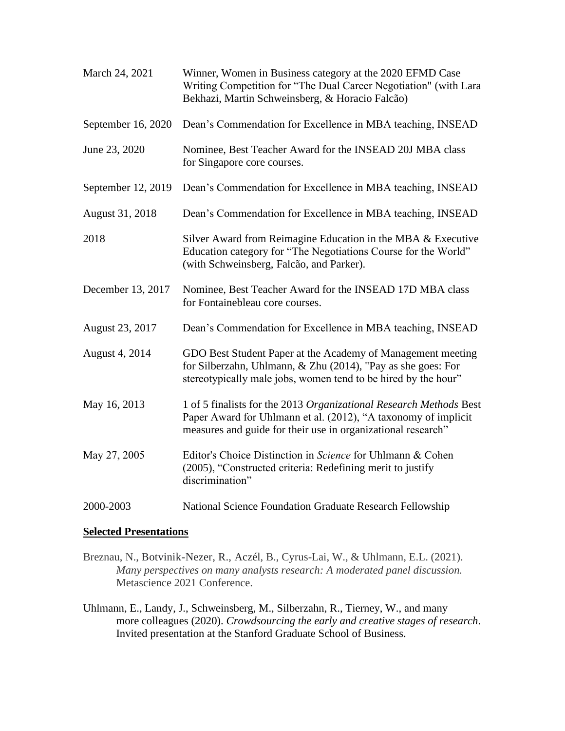| | |
|---|---|
| March 24, 2021 | Winner, Women in Business category at the 2020 EFMD Case Writing Competition for "The Dual Career Negotiation" (with Lara Bekhazi, Martin Schweinsberg, & Horacio Falcão) |
| September 16, 2020 | Dean's Commendation for Excellence in MBA teaching, INSEAD |
| June 23, 2020 | Nominee, Best Teacher Award for the INSEAD 20J MBA class for Singapore core courses. |
| September 12, 2019 | Dean's Commendation for Excellence in MBA teaching, INSEAD |
| August 31, 2018 | Dean's Commendation for Excellence in MBA teaching, INSEAD |
| 2018 | Silver Award from Reimagine Education in the MBA & Executive Education category for "The Negotiations Course for the World" (with Schweinsberg, Falcão, and Parker). |
| December 13, 2017 | Nominee, Best Teacher Award for the INSEAD 17D MBA class for Fontainebleau core courses. |
| August 23, 2017 | Dean's Commendation for Excellence in MBA teaching, INSEAD |
| August 4, 2014 | GDO Best Student Paper at the Academy of Management meeting for Silberzahn, Uhlmann, & Zhu (2014), "Pay as she goes: For stereotypically male jobs, women tend to be hired by the hour" |
| May 16, 2013 | 1 of 5 finalists for the 2013 *Organizational Research Methods* Best Paper Award for Uhlmann et al. (2012), "A taxonomy of implicit measures and guide for their use in organizational research" |
| May 27, 2005 | Editor's Choice Distinction in *Science* for Uhlmann & Cohen (2005), "Constructed criteria: Redefining merit to justify discrimination" |
| 2000-2003 | National Science Foundation Graduate Research Fellowship |

## Selected Presentations

Breznau, N., Botvinik-Nezer, R., Aczél, B., Cyrus-Lai, W., & Uhlmann, E.L. (2021). *Many perspectives on many analysts research: A moderated panel discussion.* Metascience 2021 Conference.

Uhlmann, E., Landy, J., Schweinsberg, M., Silberzahn, R., Tierney, W., and many more colleagues (2020). *Crowdsourcing the early and creative stages of research*. Invited presentation at the Stanford Graduate School of Business.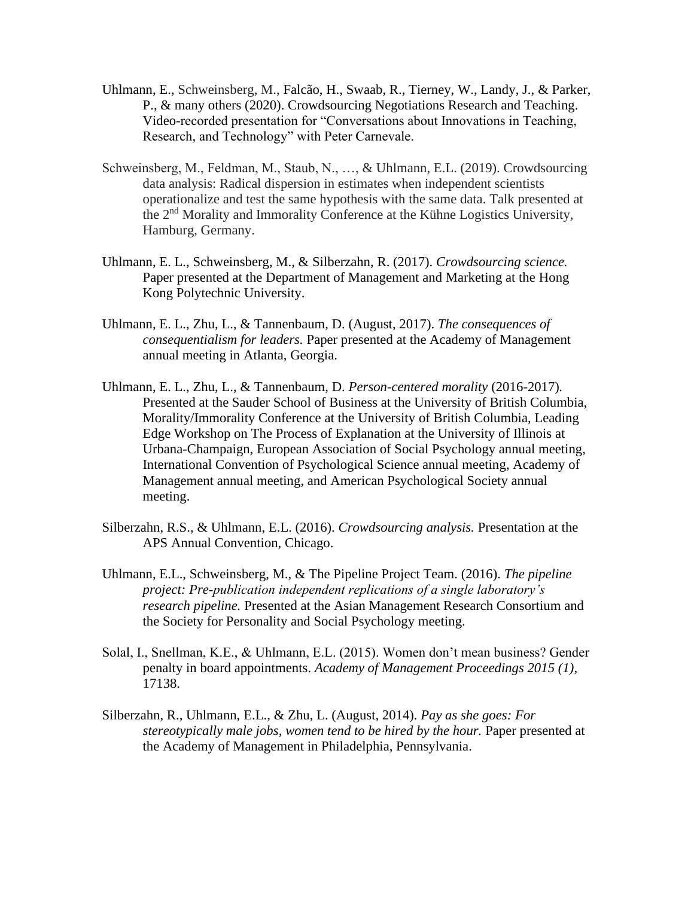Uhlmann, E., Schweinsberg, M., Falcão, H., Swaab, R., Tierney, W., Landy, J., & Parker, P., & many others (2020). Crowdsourcing Negotiations Research and Teaching. Video-recorded presentation for "Conversations about Innovations in Teaching, Research, and Technology" with Peter Carnevale.

Schweinsberg, M., Feldman, M., Staub, N., …, & Uhlmann, E.L. (2019). Crowdsourcing data analysis: Radical dispersion in estimates when independent scientists operationalize and test the same hypothesis with the same data. Talk presented at the 2nd Morality and Immorality Conference at the Kühne Logistics University, Hamburg, Germany.

Uhlmann, E. L., Schweinsberg, M., & Silberzahn, R. (2017). *Crowdsourcing science.* Paper presented at the Department of Management and Marketing at the Hong Kong Polytechnic University.

Uhlmann, E. L., Zhu, L., & Tannenbaum, D. (August, 2017). *The consequences of consequentialism for leaders.* Paper presented at the Academy of Management annual meeting in Atlanta, Georgia.

Uhlmann, E. L., Zhu, L., & Tannenbaum, D. *Person-centered morality* (2016-2017). Presented at the Sauder School of Business at the University of British Columbia, Morality/Immorality Conference at the University of British Columbia, Leading Edge Workshop on The Process of Explanation at the University of Illinois at Urbana-Champaign, European Association of Social Psychology annual meeting, International Convention of Psychological Science annual meeting, Academy of Management annual meeting, and American Psychological Society annual meeting.

Silberzahn, R.S., & Uhlmann, E.L. (2016). *Crowdsourcing analysis.* Presentation at the APS Annual Convention, Chicago.

Uhlmann, E.L., Schweinsberg, M., & The Pipeline Project Team. (2016). *The pipeline project: Pre-publication independent replications of a single laboratory's research pipeline.* Presented at the Asian Management Research Consortium and the Society for Personality and Social Psychology meeting.

Solal, I., Snellman, K.E., & Uhlmann, E.L. (2015). Women don't mean business? Gender penalty in board appointments. *Academy of Management Proceedings 2015 (1)*, 17138.

Silberzahn, R., Uhlmann, E.L., & Zhu, L. (August, 2014). *Pay as she goes: For stereotypically male jobs, women tend to be hired by the hour.* Paper presented at the Academy of Management in Philadelphia, Pennsylvania.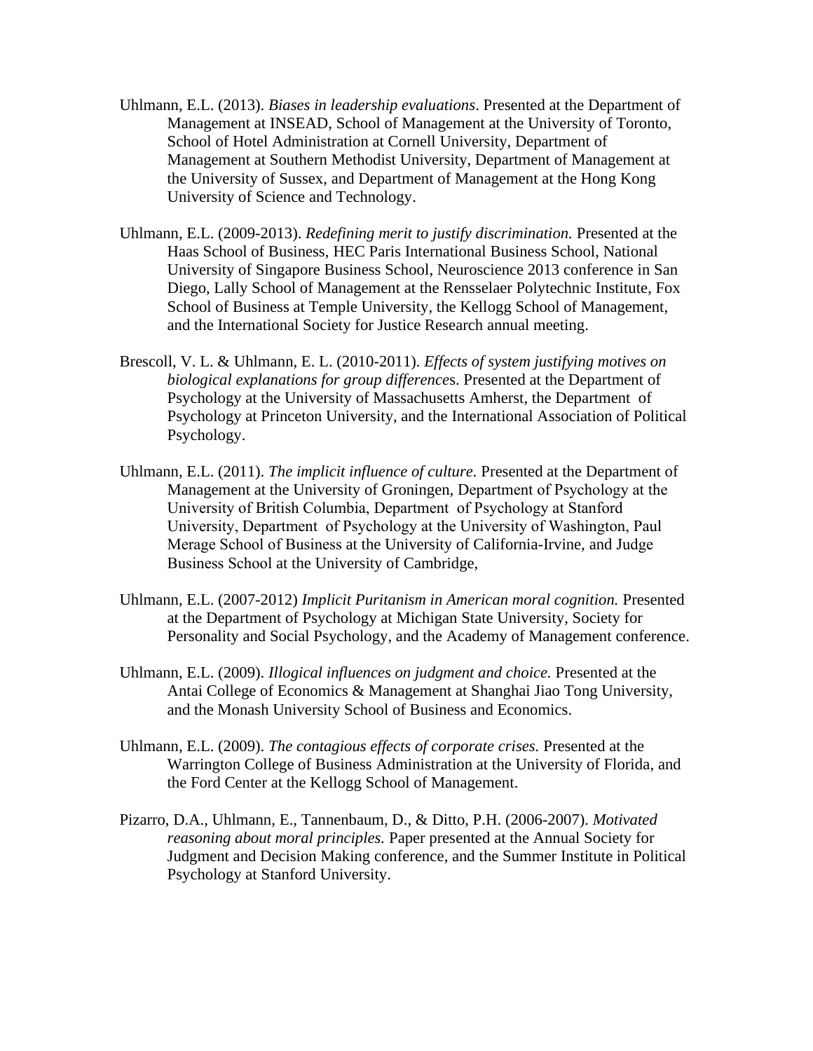Uhlmann, E.L. (2013). *Biases in leadership evaluations*. Presented at the Department of Management at INSEAD, School of Management at the University of Toronto, School of Hotel Administration at Cornell University, Department of Management at Southern Methodist University, Department of Management at the University of Sussex, and Department of Management at the Hong Kong University of Science and Technology.

Uhlmann, E.L. (2009-2013). *Redefining merit to justify discrimination.* Presented at the Haas School of Business, HEC Paris International Business School, National University of Singapore Business School, Neuroscience 2013 conference in San Diego, Lally School of Management at the Rensselaer Polytechnic Institute, Fox School of Business at Temple University, the Kellogg School of Management, and the International Society for Justice Research annual meeting.

Brescoll, V. L. & Uhlmann, E. L. (2010-2011). *Effects of system justifying motives on biological explanations for group difference*s. Presented at the Department of Psychology at the University of Massachusetts Amherst, the Department of Psychology at Princeton University, and the International Association of Political Psychology.

Uhlmann, E.L. (2011). *The implicit influence of culture.* Presented at the Department of Management at the University of Groningen, Department of Psychology at the University of British Columbia, Department of Psychology at Stanford University, Department of Psychology at the University of Washington, Paul Merage School of Business at the University of California-Irvine, and Judge Business School at the University of Cambridge,

Uhlmann, E.L. (2007-2012) *Implicit Puritanism in American moral cognition.* Presented at the Department of Psychology at Michigan State University, Society for Personality and Social Psychology, and the Academy of Management conference.

Uhlmann, E.L. (2009). *Illogical influences on judgment and choice.* Presented at the Antai College of Economics & Management at Shanghai Jiao Tong University, and the Monash University School of Business and Economics.

Uhlmann, E.L. (2009). *The contagious effects of corporate crises.* Presented at the Warrington College of Business Administration at the University of Florida, and the Ford Center at the Kellogg School of Management.

Pizarro, D.A., Uhlmann, E., Tannenbaum, D., & Ditto, P.H. (2006-2007). *Motivated reasoning about moral principles.* Paper presented at the Annual Society for Judgment and Decision Making conference, and the Summer Institute in Political Psychology at Stanford University.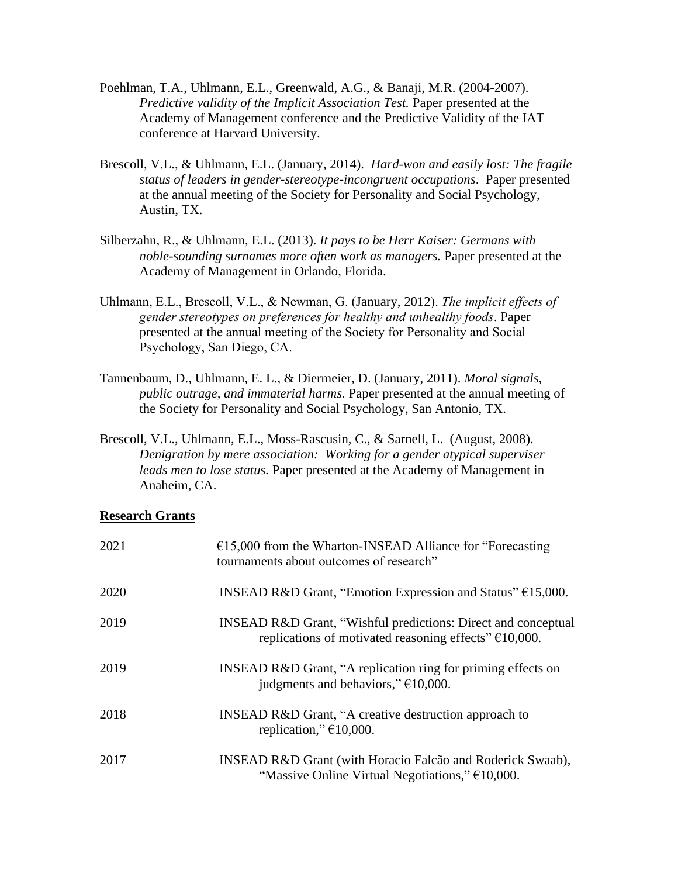Poehlman, T.A., Uhlmann, E.L., Greenwald, A.G., & Banaji, M.R. (2004-2007). *Predictive validity of the Implicit Association Test.* Paper presented at the Academy of Management conference and the Predictive Validity of the IAT conference at Harvard University.

Brescoll, V.L., & Uhlmann, E.L. (January, 2014). *Hard-won and easily lost: The fragile status of leaders in gender-stereotype-incongruent occupations*. Paper presented at the annual meeting of the Society for Personality and Social Psychology, Austin, TX.

Silberzahn, R., & Uhlmann, E.L. (2013). *It pays to be Herr Kaiser: Germans with noble-sounding surnames more often work as managers.* Paper presented at the Academy of Management in Orlando, Florida.

Uhlmann, E.L., Brescoll, V.L., & Newman, G. (January, 2012). *The implicit effects of gender stereotypes on preferences for healthy and unhealthy foods*. Paper presented at the annual meeting of the Society for Personality and Social Psychology, San Diego, CA.

Tannenbaum, D., Uhlmann, E. L., & Diermeier, D. (January, 2011). *Moral signals, public outrage, and immaterial harms.* Paper presented at the annual meeting of the Society for Personality and Social Psychology, San Antonio, TX.

Brescoll, V.L., Uhlmann, E.L., Moss-Rascusin, C., & Sarnell, L. (August, 2008). *Denigration by mere association: Working for a gender atypical superviser leads men to lose status.* Paper presented at the Academy of Management in Anaheim, CA.

## Research Grants

| | |
|---|---|
| 2021 | €15,000 from the Wharton-INSEAD Alliance for "Forecasting tournaments about outcomes of research" |
| 2020 | INSEAD R&D Grant, "Emotion Expression and Status" €15,000. |
| 2019 | INSEAD R&D Grant, "Wishful predictions: Direct and conceptual replications of motivated reasoning effects" €10,000. |
| 2019 | INSEAD R&D Grant, "A replication ring for priming effects on judgments and behaviors," €10,000. |
| 2018 | INSEAD R&D Grant, "A creative destruction approach to replication," €10,000. |
| 2017 | INSEAD R&D Grant (with Horacio Falcão and Roderick Swaab), "Massive Online Virtual Negotiations," €10,000. |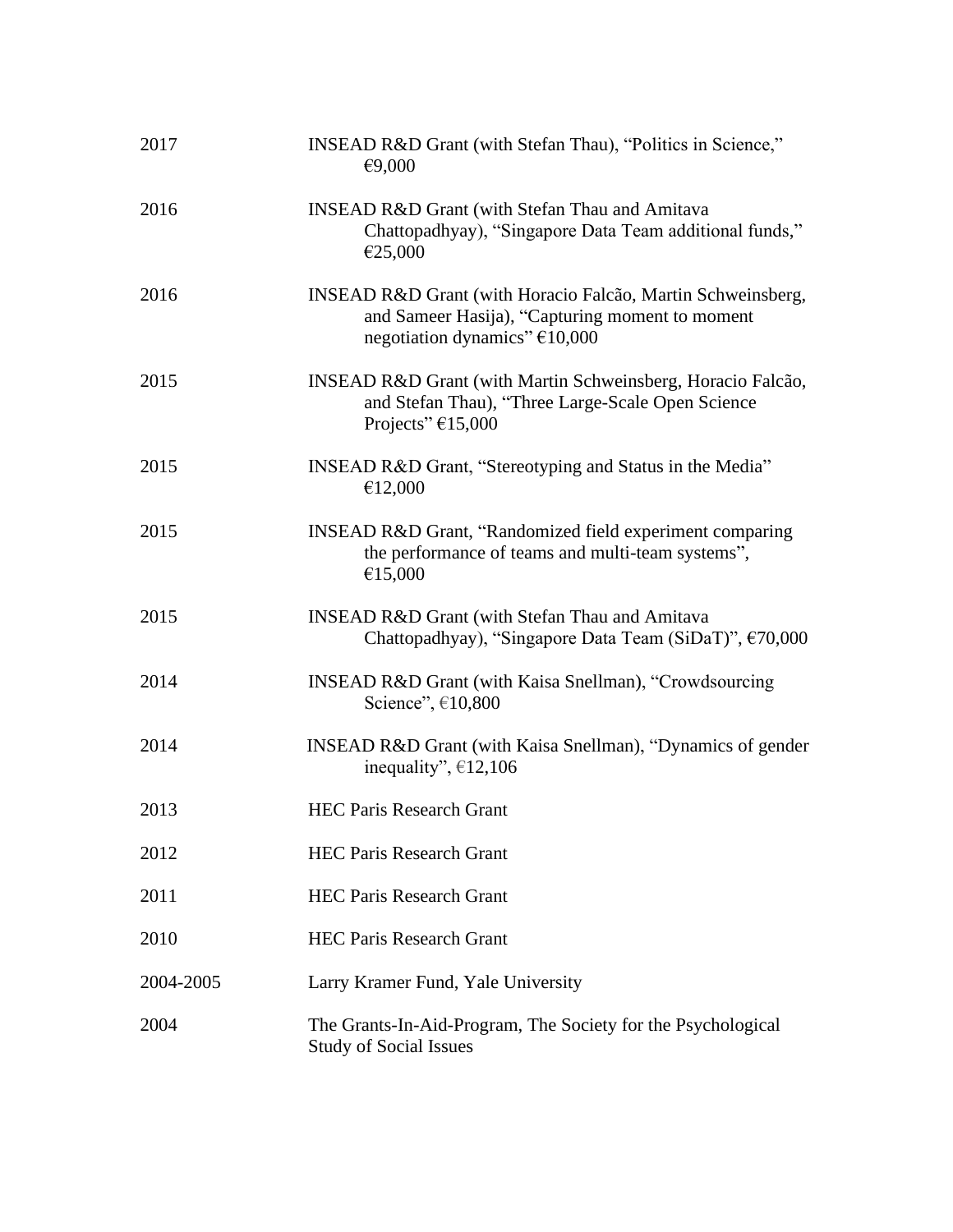| | |
|---|---|
| 2017 | INSEAD R&D Grant (with Stefan Thau), "Politics in Science," €9,000 |
| 2016 | INSEAD R&D Grant (with Stefan Thau and Amitava Chattopadhyay), "Singapore Data Team additional funds," €25,000 |
| 2016 | INSEAD R&D Grant (with Horacio Falcão, Martin Schweinsberg, and Sameer Hasija), "Capturing moment to moment negotiation dynamics" €10,000 |
| 2015 | INSEAD R&D Grant (with Martin Schweinsberg, Horacio Falcão, and Stefan Thau), "Three Large-Scale Open Science Projects" €15,000 |
| 2015 | INSEAD R&D Grant, "Stereotyping and Status in the Media" €12,000 |
| 2015 | INSEAD R&D Grant, "Randomized field experiment comparing the performance of teams and multi-team systems", €15,000 |
| 2015 | INSEAD R&D Grant (with Stefan Thau and Amitava Chattopadhyay), "Singapore Data Team (SiDaT)", €70,000 |
| 2014 | INSEAD R&D Grant (with Kaisa Snellman), "Crowdsourcing Science", €10,800 |
| 2014 | INSEAD R&D Grant (with Kaisa Snellman), "Dynamics of gender inequality", €12,106 |
| 2013 | HEC Paris Research Grant |
| 2012 | HEC Paris Research Grant |
| 2011 | HEC Paris Research Grant |
| 2010 | HEC Paris Research Grant |
| 2004-2005 | Larry Kramer Fund, Yale University |
| 2004 | The Grants-In-Aid-Program, The Society for the Psychological Study of Social Issues |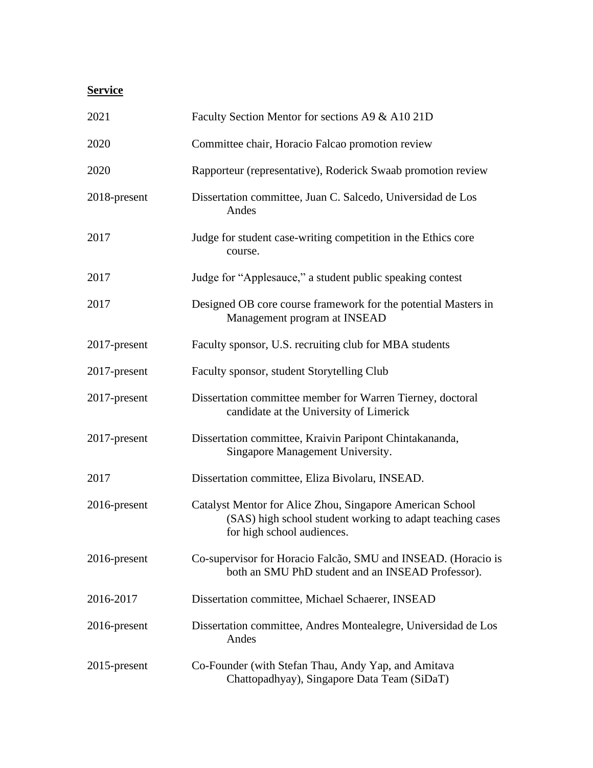**Service**

| | |
|---|---|
| 2021 | Faculty Section Mentor for sections A9 & A10 21D |
| 2020 | Committee chair, Horacio Falcao promotion review |
| 2020 | Rapporteur (representative), Roderick Swaab promotion review |
| 2018-present | Dissertation committee, Juan C. Salcedo, Universidad de Los Andes |
| 2017 | Judge for student case-writing competition in the Ethics core course. |
| 2017 | Judge for "Applesauce," a student public speaking contest |
| 2017 | Designed OB core course framework for the potential Masters in Management program at INSEAD |
| 2017-present | Faculty sponsor, U.S. recruiting club for MBA students |
| 2017-present | Faculty sponsor, student Storytelling Club |
| 2017-present | Dissertation committee member for Warren Tierney, doctoral candidate at the University of Limerick |
| 2017-present | Dissertation committee, Kraivin Paripont Chintakananda, Singapore Management University. |
| 2017 | Dissertation committee, Eliza Bivolaru, INSEAD. |
| 2016-present | Catalyst Mentor for Alice Zhou, Singapore American School (SAS) high school student working to adapt teaching cases for high school audiences. |
| 2016-present | Co-supervisor for Horacio Falcão, SMU and INSEAD. (Horacio is both an SMU PhD student and an INSEAD Professor). |
| 2016-2017 | Dissertation committee, Michael Schaerer, INSEAD |
| 2016-present | Dissertation committee, Andres Montealegre, Universidad de Los Andes |
| 2015-present | Co-Founder (with Stefan Thau, Andy Yap, and Amitava Chattopadhyay), Singapore Data Team (SiDaT) |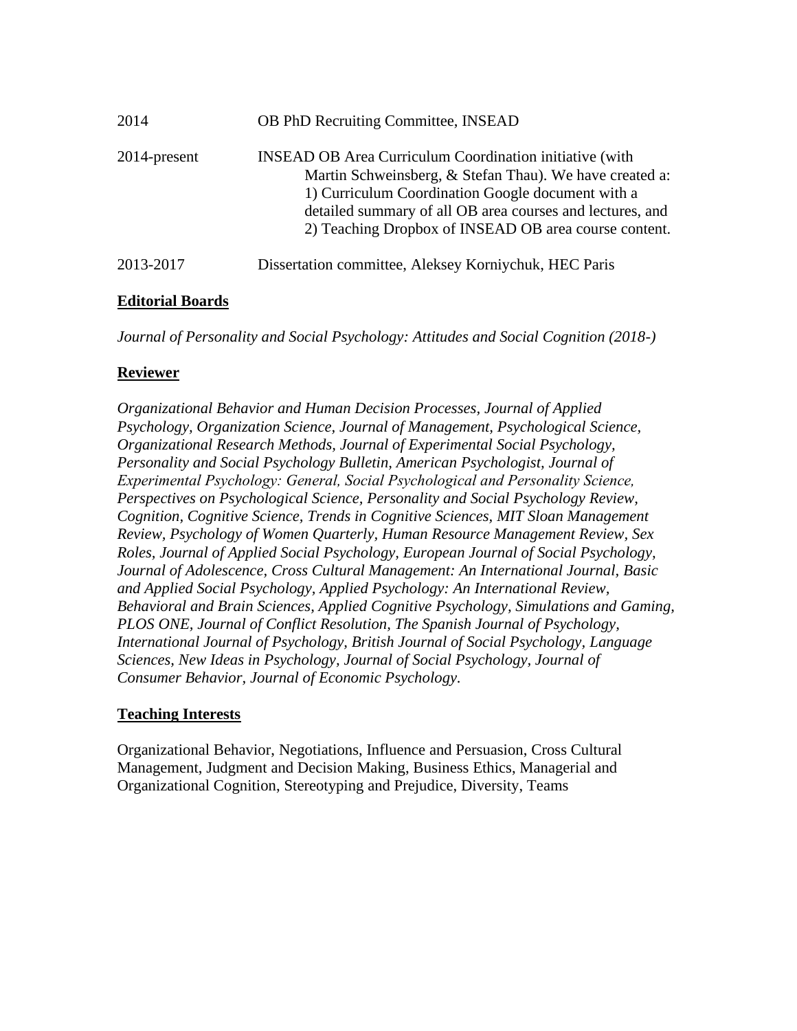| | |
|---|---|
| 2014 | OB PhD Recruiting Committee, INSEAD |
| 2014-present | INSEAD OB Area Curriculum Coordination initiative (with Martin Schweinsberg, & Stefan Thau). We have created a: 1) Curriculum Coordination Google document with a detailed summary of all OB area courses and lectures, and 2) Teaching Dropbox of INSEAD OB area course content. |
| 2013-2017 | Dissertation committee, Aleksey Korniychuk, HEC Paris |

**Editorial Boards**

*Journal of Personality and Social Psychology: Attitudes and Social Cognition (2018-)*

**Reviewer**

*Organizational Behavior and Human Decision Processes, Journal of Applied Psychology, Organization Science, Journal of Management, Psychological Science, Organizational Research Methods, Journal of Experimental Social Psychology, Personality and Social Psychology Bulletin, American Psychologist, Journal of Experimental Psychology: General, Social Psychological and Personality Science, Perspectives on Psychological Science, Personality and Social Psychology Review, Cognition, Cognitive Science, Trends in Cognitive Sciences, MIT Sloan Management Review, Psychology of Women Quarterly, Human Resource Management Review, Sex Roles, Journal of Applied Social Psychology, European Journal of Social Psychology, Journal of Adolescence, Cross Cultural Management: An International Journal, Basic and Applied Social Psychology, Applied Psychology: An International Review, Behavioral and Brain Sciences, Applied Cognitive Psychology, Simulations and Gaming, PLOS ONE, Journal of Conflict Resolution, The Spanish Journal of Psychology, International Journal of Psychology, British Journal of Social Psychology, Language Sciences, New Ideas in Psychology, Journal of Social Psychology, Journal of Consumer Behavior, Journal of Economic Psychology.*

**Teaching Interests**

Organizational Behavior, Negotiations, Influence and Persuasion, Cross Cultural Management, Judgment and Decision Making, Business Ethics, Managerial and Organizational Cognition, Stereotyping and Prejudice, Diversity, Teams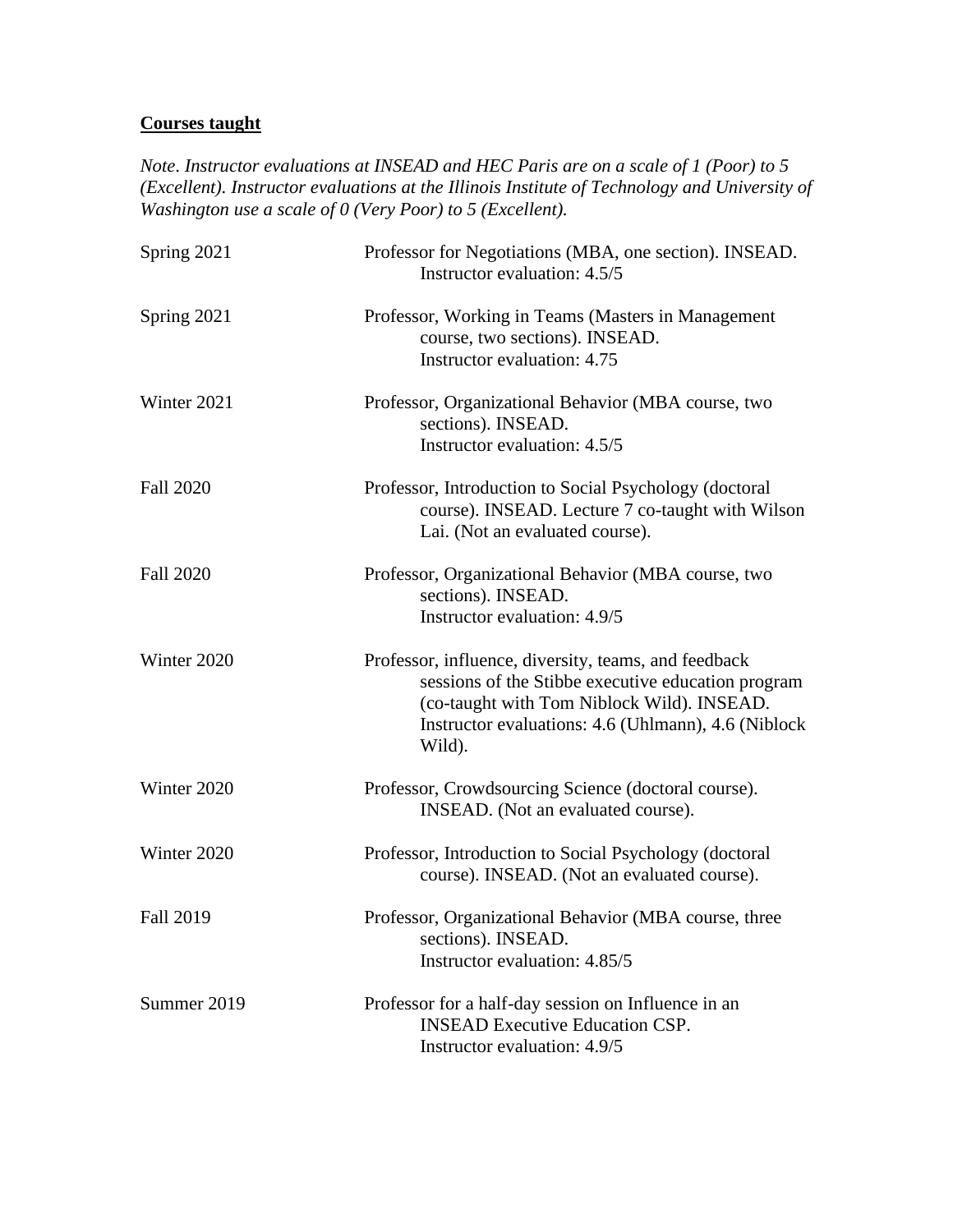**Courses taught**

*Note. Instructor evaluations at INSEAD and HEC Paris are on a scale of 1 (Poor) to 5 (Excellent). Instructor evaluations at the Illinois Institute of Technology and University of Washington use a scale of 0 (Very Poor) to 5 (Excellent).*

Spring 2021 — Professor for Negotiations (MBA, one section). INSEAD.
Instructor evaluation: 4.5/5

Spring 2021 — Professor, Working in Teams (Masters in Management course, two sections). INSEAD.
Instructor evaluation: 4.75

Winter 2021 — Professor, Organizational Behavior (MBA course, two sections). INSEAD.
Instructor evaluation: 4.5/5

Fall 2020 — Professor, Introduction to Social Psychology (doctoral course). INSEAD. Lecture 7 co-taught with Wilson Lai. (Not an evaluated course).

Fall 2020 — Professor, Organizational Behavior (MBA course, two sections). INSEAD.
Instructor evaluation: 4.9/5

Winter 2020 — Professor, influence, diversity, teams, and feedback sessions of the Stibbe executive education program (co-taught with Tom Niblock Wild). INSEAD.
Instructor evaluations: 4.6 (Uhlmann), 4.6 (Niblock Wild).

Winter 2020 — Professor, Crowdsourcing Science (doctoral course). INSEAD. (Not an evaluated course).

Winter 2020 — Professor, Introduction to Social Psychology (doctoral course). INSEAD. (Not an evaluated course).

Fall 2019 — Professor, Organizational Behavior (MBA course, three sections). INSEAD.
Instructor evaluation: 4.85/5

Summer 2019 — Professor for a half-day session on Influence in an INSEAD Executive Education CSP.
Instructor evaluation: 4.9/5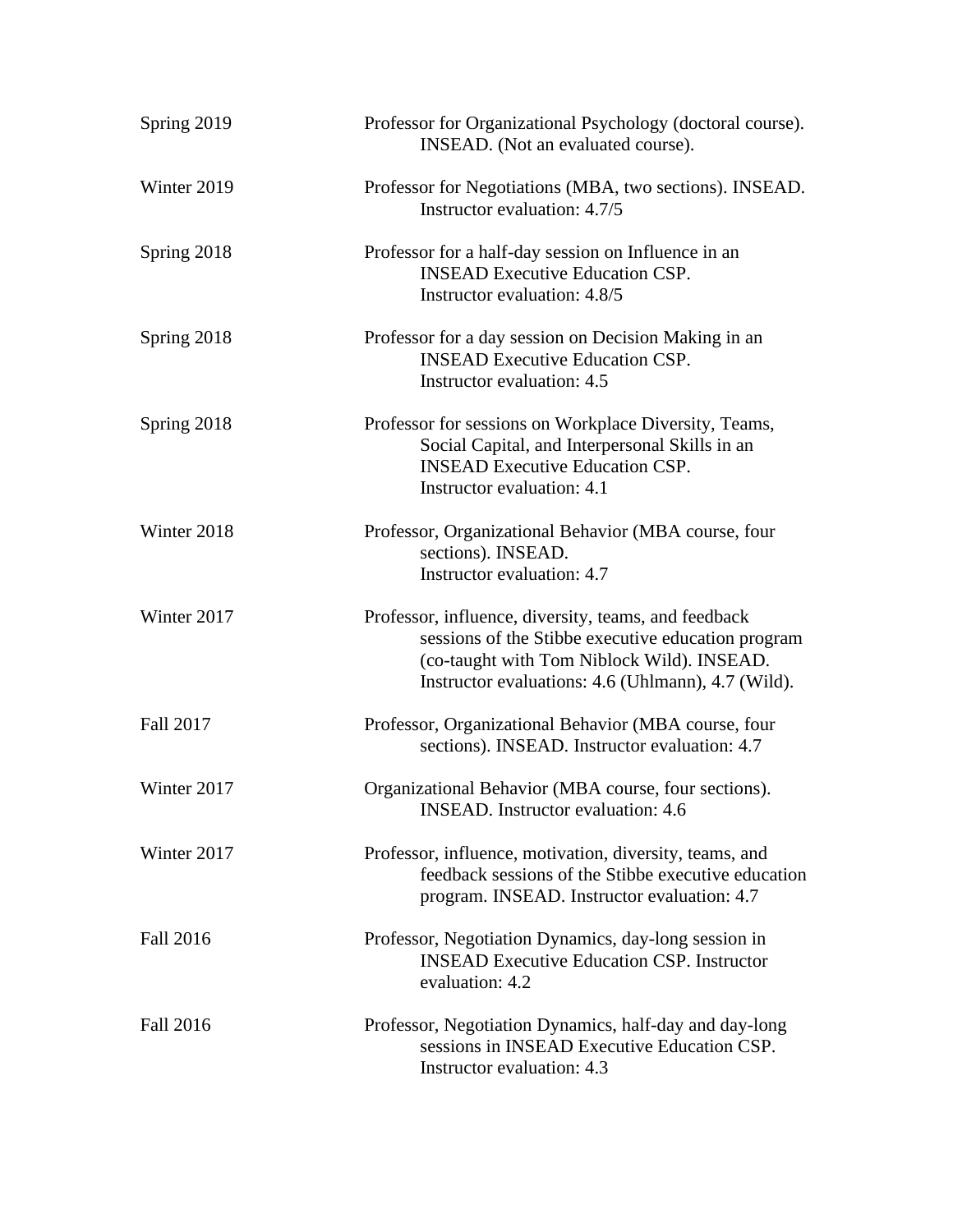Spring 2019 — Professor for Organizational Psychology (doctoral course). INSEAD. (Not an evaluated course).

Winter 2019 — Professor for Negotiations (MBA, two sections). INSEAD. Instructor evaluation: 4.7/5

Spring 2018 — Professor for a half-day session on Influence in an INSEAD Executive Education CSP. Instructor evaluation: 4.8/5

Spring 2018 — Professor for a day session on Decision Making in an INSEAD Executive Education CSP. Instructor evaluation: 4.5

Spring 2018 — Professor for sessions on Workplace Diversity, Teams, Social Capital, and Interpersonal Skills in an INSEAD Executive Education CSP. Instructor evaluation: 4.1

Winter 2018 — Professor, Organizational Behavior (MBA course, four sections). INSEAD. Instructor evaluation: 4.7

Winter 2017 — Professor, influence, diversity, teams, and feedback sessions of the Stibbe executive education program (co-taught with Tom Niblock Wild). INSEAD. Instructor evaluations: 4.6 (Uhlmann), 4.7 (Wild).

Fall 2017 — Professor, Organizational Behavior (MBA course, four sections). INSEAD. Instructor evaluation: 4.7

Winter 2017 — Organizational Behavior (MBA course, four sections). INSEAD. Instructor evaluation: 4.6

Winter 2017 — Professor, influence, motivation, diversity, teams, and feedback sessions of the Stibbe executive education program. INSEAD. Instructor evaluation: 4.7

Fall 2016 — Professor, Negotiation Dynamics, day-long session in INSEAD Executive Education CSP. Instructor evaluation: 4.2

Fall 2016 — Professor, Negotiation Dynamics, half-day and day-long sessions in INSEAD Executive Education CSP. Instructor evaluation: 4.3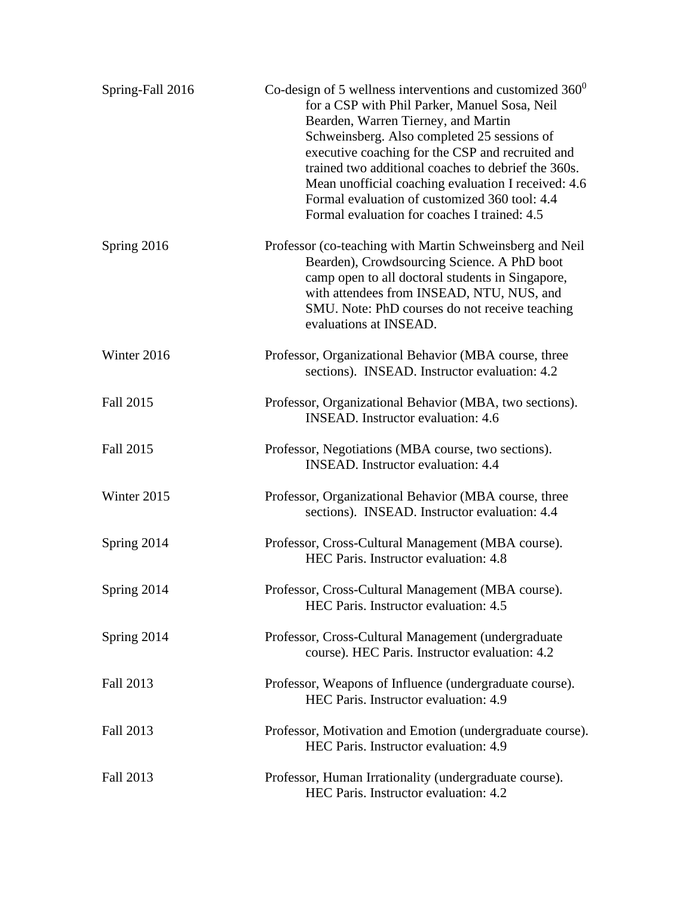Spring-Fall 2016 — Co-design of 5 wellness interventions and customized $360^0$ for a CSP with Phil Parker, Manuel Sosa, Neil Bearden, Warren Tierney, and Martin Schweinsberg. Also completed 25 sessions of executive coaching for the CSP and recruited and trained two additional coaches to debrief the 360s.
Mean unofficial coaching evaluation I received: 4.6
Formal evaluation of customized 360 tool: 4.4
Formal evaluation for coaches I trained: 4.5

Spring 2016 — Professor (co-teaching with Martin Schweinsberg and Neil Bearden), Crowdsourcing Science. A PhD boot camp open to all doctoral students in Singapore, with attendees from INSEAD, NTU, NUS, and SMU. Note: PhD courses do not receive teaching evaluations at INSEAD.

Winter 2016 — Professor, Organizational Behavior (MBA course, three sections). INSEAD. Instructor evaluation: 4.2

Fall 2015 — Professor, Organizational Behavior (MBA, two sections). INSEAD. Instructor evaluation: 4.6

Fall 2015 — Professor, Negotiations (MBA course, two sections). INSEAD. Instructor evaluation: 4.4

Winter 2015 — Professor, Organizational Behavior (MBA course, three sections). INSEAD. Instructor evaluation: 4.4

Spring 2014 — Professor, Cross-Cultural Management (MBA course). HEC Paris. Instructor evaluation: 4.8

Spring 2014 — Professor, Cross-Cultural Management (MBA course). HEC Paris. Instructor evaluation: 4.5

Spring 2014 — Professor, Cross-Cultural Management (undergraduate course). HEC Paris. Instructor evaluation: 4.2

Fall 2013 — Professor, Weapons of Influence (undergraduate course). HEC Paris. Instructor evaluation: 4.9

Fall 2013 — Professor, Motivation and Emotion (undergraduate course). HEC Paris. Instructor evaluation: 4.9

Fall 2013 — Professor, Human Irrationality (undergraduate course). HEC Paris. Instructor evaluation: 4.2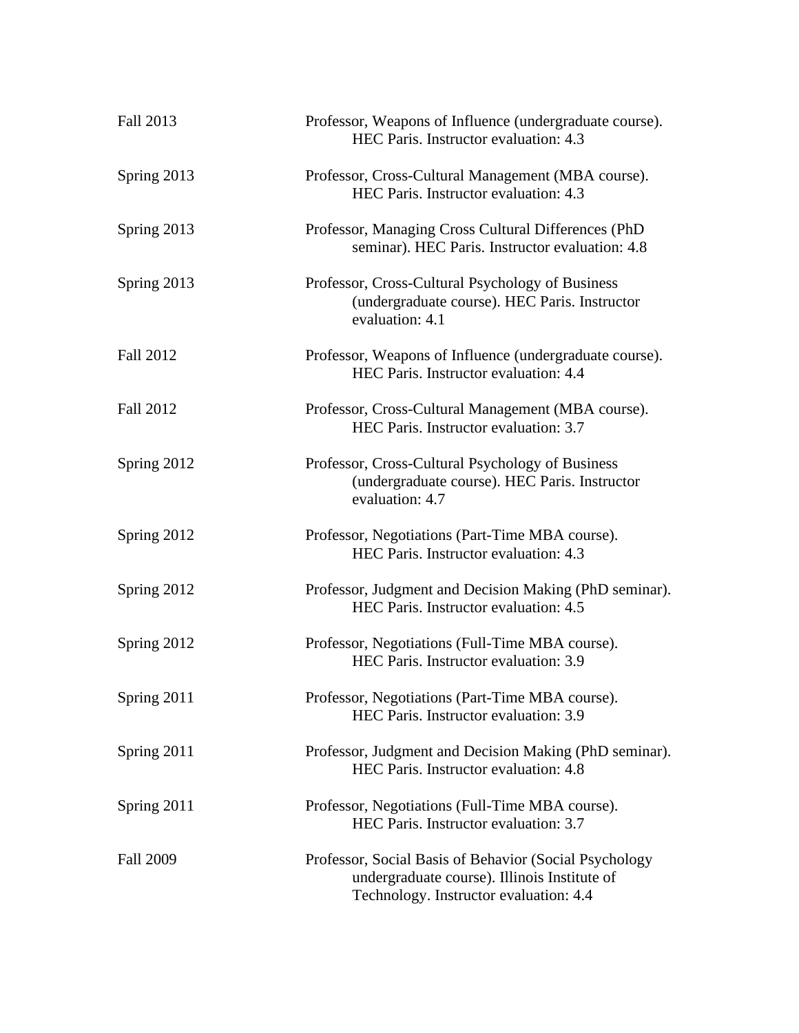Fall 2013 Professor, Weapons of Influence (undergraduate course). HEC Paris. Instructor evaluation: 4.3

Spring 2013 Professor, Cross-Cultural Management (MBA course). HEC Paris. Instructor evaluation: 4.3

Spring 2013 Professor, Managing Cross Cultural Differences (PhD seminar). HEC Paris. Instructor evaluation: 4.8

Spring 2013 Professor, Cross-Cultural Psychology of Business (undergraduate course). HEC Paris. Instructor evaluation: 4.1

Fall 2012 Professor, Weapons of Influence (undergraduate course). HEC Paris. Instructor evaluation: 4.4

Fall 2012 Professor, Cross-Cultural Management (MBA course). HEC Paris. Instructor evaluation: 3.7

Spring 2012 Professor, Cross-Cultural Psychology of Business (undergraduate course). HEC Paris. Instructor evaluation: 4.7

Spring 2012 Professor, Negotiations (Part-Time MBA course). HEC Paris. Instructor evaluation: 4.3

Spring 2012 Professor, Judgment and Decision Making (PhD seminar). HEC Paris. Instructor evaluation: 4.5

Spring 2012 Professor, Negotiations (Full-Time MBA course). HEC Paris. Instructor evaluation: 3.9

Spring 2011 Professor, Negotiations (Part-Time MBA course). HEC Paris. Instructor evaluation: 3.9

Spring 2011 Professor, Judgment and Decision Making (PhD seminar). HEC Paris. Instructor evaluation: 4.8

Spring 2011 Professor, Negotiations (Full-Time MBA course). HEC Paris. Instructor evaluation: 3.7

Fall 2009 Professor, Social Basis of Behavior (Social Psychology undergraduate course). Illinois Institute of Technology. Instructor evaluation: 4.4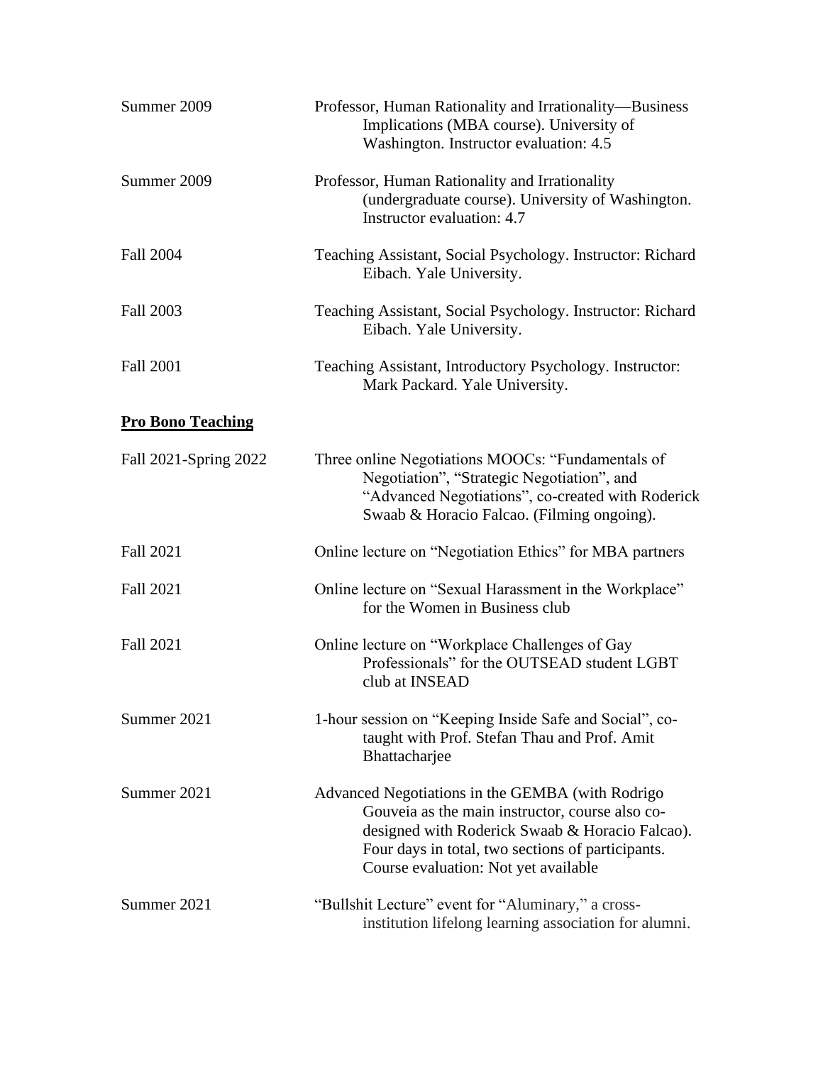Summer 2009 — Professor, Human Rationality and Irrationality—Business Implications (MBA course). University of Washington. Instructor evaluation: 4.5

Summer 2009 — Professor, Human Rationality and Irrationality (undergraduate course). University of Washington. Instructor evaluation: 4.7

Fall 2004 — Teaching Assistant, Social Psychology. Instructor: Richard Eibach. Yale University.

Fall 2003 — Teaching Assistant, Social Psychology. Instructor: Richard Eibach. Yale University.

Fall 2001 — Teaching Assistant, Introductory Psychology. Instructor: Mark Packard. Yale University.

## **Pro Bono Teaching**

Fall 2021-Spring 2022 — Three online Negotiations MOOCs: "Fundamentals of Negotiation", "Strategic Negotiation", and "Advanced Negotiations", co-created with Roderick Swaab & Horacio Falcao. (Filming ongoing).

Fall 2021 — Online lecture on "Negotiation Ethics" for MBA partners

Fall 2021 — Online lecture on "Sexual Harassment in the Workplace" for the Women in Business club

Fall 2021 — Online lecture on "Workplace Challenges of Gay Professionals" for the OUTSEAD student LGBT club at INSEAD

Summer 2021 — 1-hour session on "Keeping Inside Safe and Social", co-taught with Prof. Stefan Thau and Prof. Amit Bhattacharjee

Summer 2021 — Advanced Negotiations in the GEMBA (with Rodrigo Gouveia as the main instructor, course also co-designed with Roderick Swaab & Horacio Falcao). Four days in total, two sections of participants. Course evaluation: Not yet available

Summer 2021 — "Bullshit Lecture" event for "Aluminary," a cross-institution lifelong learning association for alumni.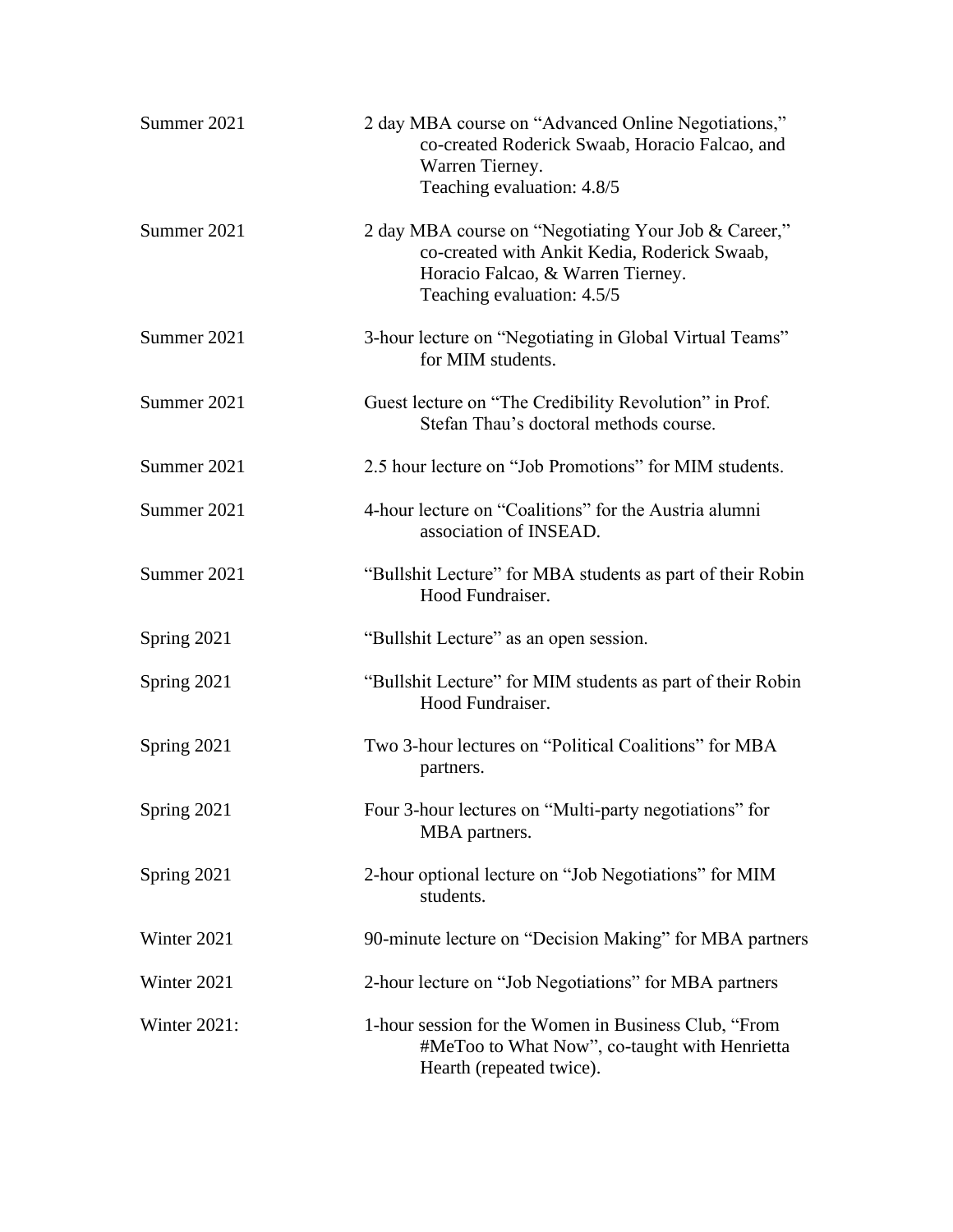| | |
|---|---|
| Summer 2021 | 2 day MBA course on "Advanced Online Negotiations," co-created Roderick Swaab, Horacio Falcao, and Warren Tierney.<br>Teaching evaluation: 4.8/5 |
| Summer 2021 | 2 day MBA course on "Negotiating Your Job & Career," co-created with Ankit Kedia, Roderick Swaab, Horacio Falcao, & Warren Tierney.<br>Teaching evaluation: 4.5/5 |
| Summer 2021 | 3-hour lecture on "Negotiating in Global Virtual Teams" for MIM students. |
| Summer 2021 | Guest lecture on "The Credibility Revolution" in Prof. Stefan Thau's doctoral methods course. |
| Summer 2021 | 2.5 hour lecture on "Job Promotions" for MIM students. |
| Summer 2021 | 4-hour lecture on "Coalitions" for the Austria alumni association of INSEAD. |
| Summer 2021 | "Bullshit Lecture" for MBA students as part of their Robin Hood Fundraiser. |
| Spring 2021 | "Bullshit Lecture" as an open session. |
| Spring 2021 | "Bullshit Lecture" for MIM students as part of their Robin Hood Fundraiser. |
| Spring 2021 | Two 3-hour lectures on "Political Coalitions" for MBA partners. |
| Spring 2021 | Four 3-hour lectures on "Multi-party negotiations" for MBA partners. |
| Spring 2021 | 2-hour optional lecture on "Job Negotiations" for MIM students. |
| Winter 2021 | 90-minute lecture on "Decision Making" for MBA partners |
| Winter 2021 | 2-hour lecture on "Job Negotiations" for MBA partners |
| Winter 2021: | 1-hour session for the Women in Business Club, "From #MeToo to What Now", co-taught with Henrietta Hearth (repeated twice). |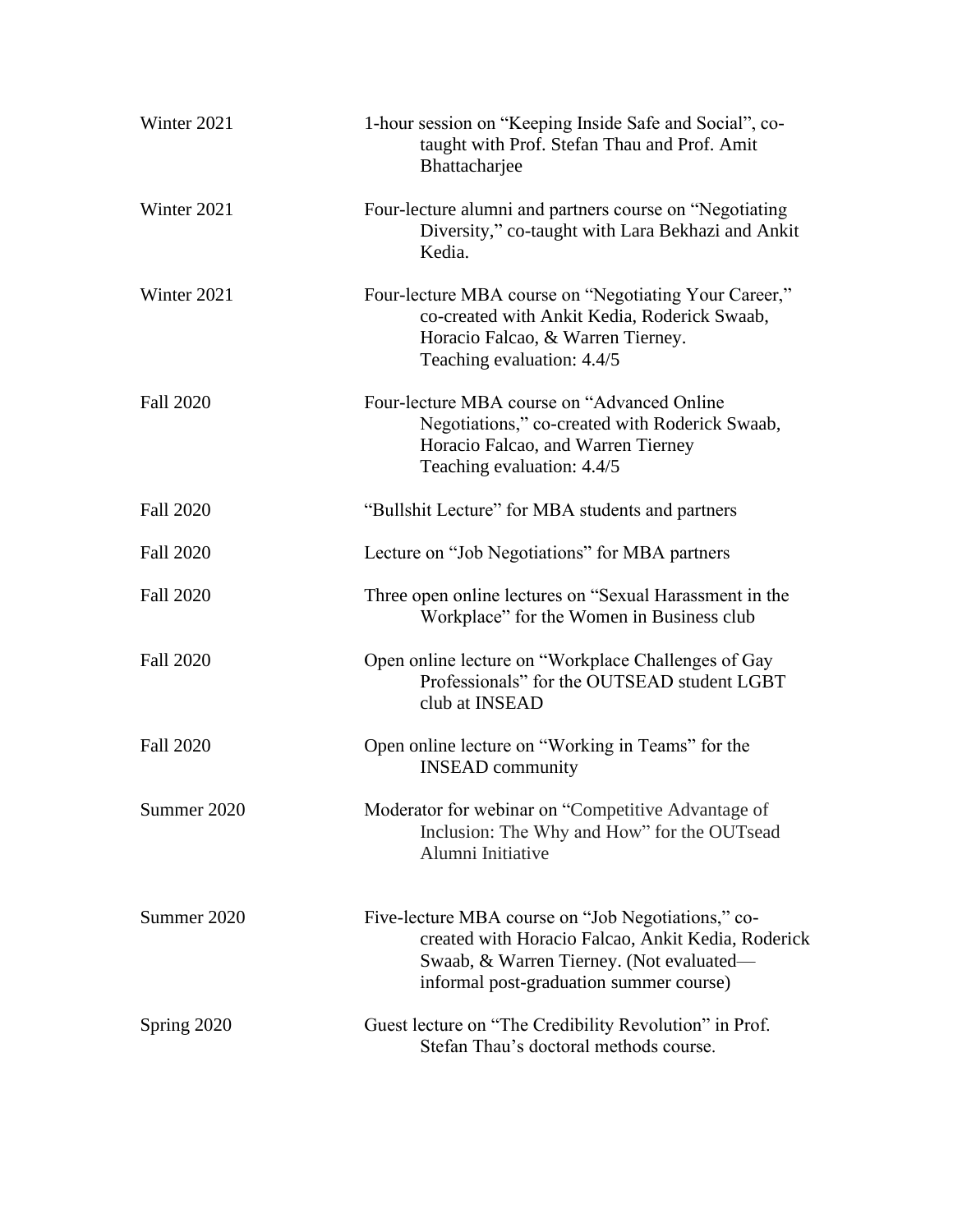Winter 2021 — 1-hour session on "Keeping Inside Safe and Social", co-taught with Prof. Stefan Thau and Prof. Amit Bhattacharjee

Winter 2021 — Four-lecture alumni and partners course on "Negotiating Diversity," co-taught with Lara Bekhazi and Ankit Kedia.

Winter 2021 — Four-lecture MBA course on "Negotiating Your Career," co-created with Ankit Kedia, Roderick Swaab, Horacio Falcao, & Warren Tierney.
Teaching evaluation: 4.4/5

Fall 2020 — Four-lecture MBA course on "Advanced Online Negotiations," co-created with Roderick Swaab, Horacio Falcao, and Warren Tierney
Teaching evaluation: 4.4/5

Fall 2020 — "Bullshit Lecture" for MBA students and partners

Fall 2020 — Lecture on "Job Negotiations" for MBA partners

Fall 2020 — Three open online lectures on "Sexual Harassment in the Workplace" for the Women in Business club

Fall 2020 — Open online lecture on "Workplace Challenges of Gay Professionals" for the OUTSEAD student LGBT club at INSEAD

Fall 2020 — Open online lecture on "Working in Teams" for the INSEAD community

Summer 2020 — Moderator for webinar on "Competitive Advantage of Inclusion: The Why and How" for the OUTsead Alumni Initiative

Summer 2020 — Five-lecture MBA course on "Job Negotiations," co-created with Horacio Falcao, Ankit Kedia, Roderick Swaab, & Warren Tierney. (Not evaluated—informal post-graduation summer course)

Spring 2020 — Guest lecture on "The Credibility Revolution" in Prof. Stefan Thau's doctoral methods course.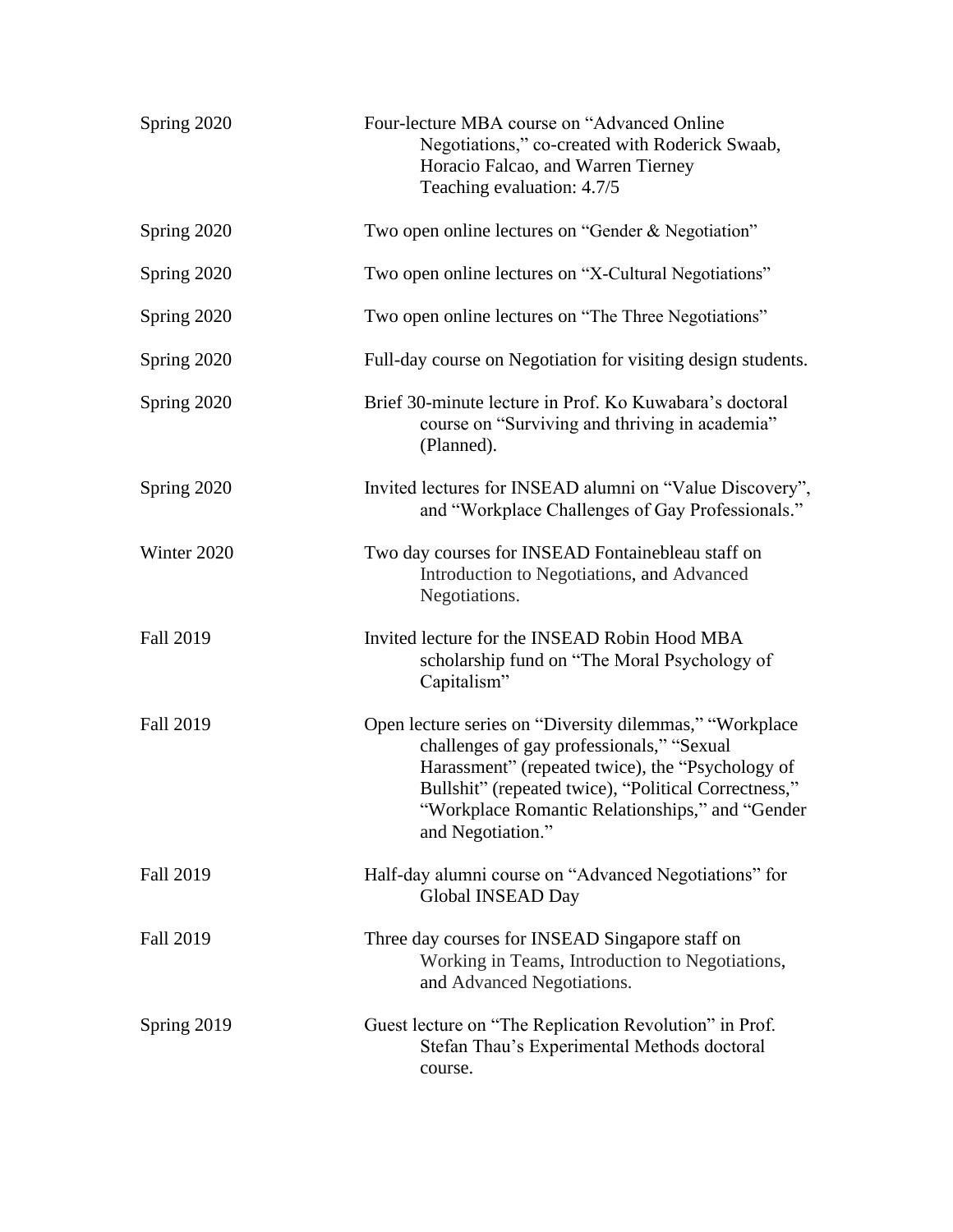Spring 2020 Four-lecture MBA course on "Advanced Online Negotiations," co-created with Roderick Swaab, Horacio Falcao, and Warren Tierney
Teaching evaluation: 4.7/5

Spring 2020 Two open online lectures on "Gender & Negotiation"

Spring 2020 Two open online lectures on "X-Cultural Negotiations"

Spring 2020 Two open online lectures on "The Three Negotiations"

Spring 2020 Full-day course on Negotiation for visiting design students.

Spring 2020 Brief 30-minute lecture in Prof. Ko Kuwabara's doctoral course on "Surviving and thriving in academia" (Planned).

Spring 2020 Invited lectures for INSEAD alumni on "Value Discovery", and "Workplace Challenges of Gay Professionals."

Winter 2020 Two day courses for INSEAD Fontainebleau staff on Introduction to Negotiations, and Advanced Negotiations.

Fall 2019 Invited lecture for the INSEAD Robin Hood MBA scholarship fund on "The Moral Psychology of Capitalism"

Fall 2019 Open lecture series on "Diversity dilemmas," "Workplace challenges of gay professionals," "Sexual Harassment" (repeated twice), the "Psychology of Bullshit" (repeated twice), "Political Correctness," "Workplace Romantic Relationships," and "Gender and Negotiation."

Fall 2019 Half-day alumni course on "Advanced Negotiations" for Global INSEAD Day

Fall 2019 Three day courses for INSEAD Singapore staff on Working in Teams, Introduction to Negotiations, and Advanced Negotiations.

Spring 2019 Guest lecture on "The Replication Revolution" in Prof. Stefan Thau's Experimental Methods doctoral course.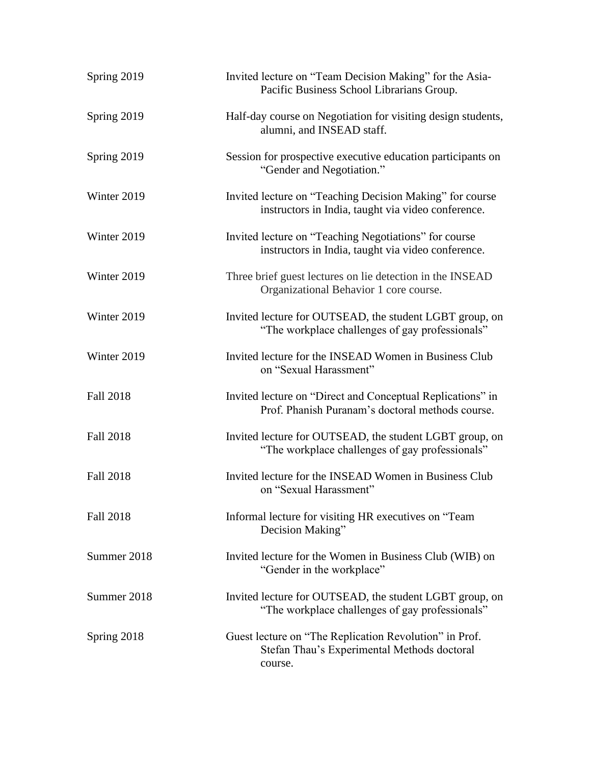| | |
|---|---|
| Spring 2019 | Invited lecture on "Team Decision Making" for the Asia-Pacific Business School Librarians Group. |
| Spring 2019 | Half-day course on Negotiation for visiting design students, alumni, and INSEAD staff. |
| Spring 2019 | Session for prospective executive education participants on "Gender and Negotiation." |
| Winter 2019 | Invited lecture on "Teaching Decision Making" for course instructors in India, taught via video conference. |
| Winter 2019 | Invited lecture on "Teaching Negotiations" for course instructors in India, taught via video conference. |
| Winter 2019 | Three brief guest lectures on lie detection in the INSEAD Organizational Behavior 1 core course. |
| Winter 2019 | Invited lecture for OUTSEAD, the student LGBT group, on "The workplace challenges of gay professionals" |
| Winter 2019 | Invited lecture for the INSEAD Women in Business Club on "Sexual Harassment" |
| Fall 2018 | Invited lecture on "Direct and Conceptual Replications" in Prof. Phanish Puranam's doctoral methods course. |
| Fall 2018 | Invited lecture for OUTSEAD, the student LGBT group, on "The workplace challenges of gay professionals" |
| Fall 2018 | Invited lecture for the INSEAD Women in Business Club on "Sexual Harassment" |
| Fall 2018 | Informal lecture for visiting HR executives on "Team Decision Making" |
| Summer 2018 | Invited lecture for the Women in Business Club (WIB) on "Gender in the workplace" |
| Summer 2018 | Invited lecture for OUTSEAD, the student LGBT group, on "The workplace challenges of gay professionals" |
| Spring 2018 | Guest lecture on "The Replication Revolution" in Prof. Stefan Thau's Experimental Methods doctoral course. |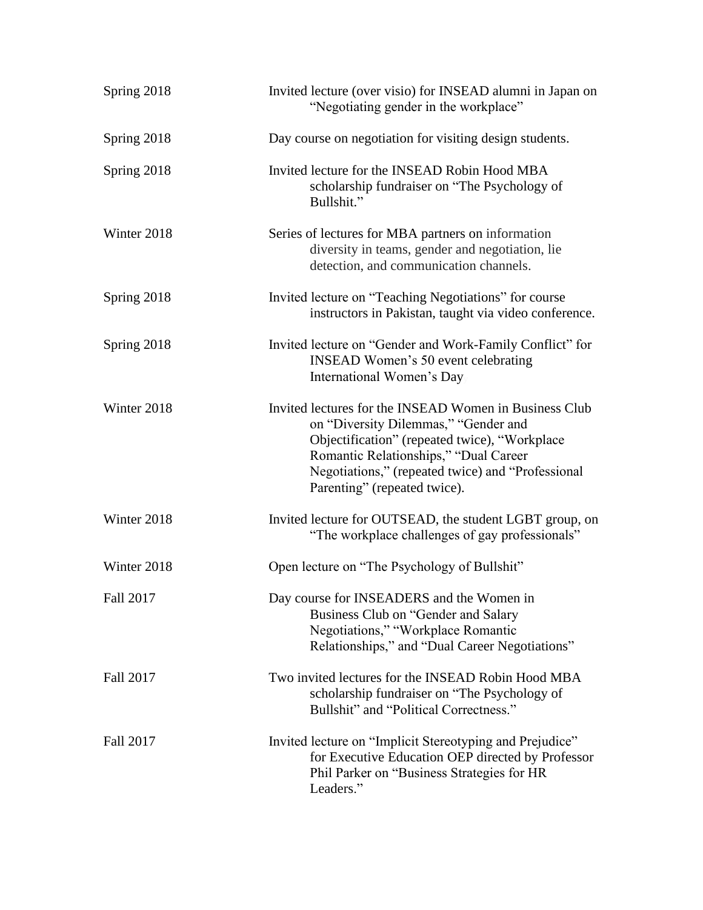Spring 2018 — Invited lecture (over visio) for INSEAD alumni in Japan on "Negotiating gender in the workplace"

Spring 2018 — Day course on negotiation for visiting design students.

Spring 2018 — Invited lecture for the INSEAD Robin Hood MBA scholarship fundraiser on "The Psychology of Bullshit."

Winter 2018 — Series of lectures for MBA partners on information diversity in teams, gender and negotiation, lie detection, and communication channels.

Spring 2018 — Invited lecture on "Teaching Negotiations" for course instructors in Pakistan, taught via video conference.

Spring 2018 — Invited lecture on "Gender and Work-Family Conflict" for INSEAD Women's 50 event celebrating International Women's Day

Winter 2018 — Invited lectures for the INSEAD Women in Business Club on "Diversity Dilemmas," "Gender and Objectification" (repeated twice), "Workplace Romantic Relationships," "Dual Career Negotiations," (repeated twice) and "Professional Parenting" (repeated twice).

Winter 2018 — Invited lecture for OUTSEAD, the student LGBT group, on "The workplace challenges of gay professionals"

Winter 2018 — Open lecture on "The Psychology of Bullshit"

Fall 2017 — Day course for INSEADERS and the Women in Business Club on "Gender and Salary Negotiations," "Workplace Romantic Relationships," and "Dual Career Negotiations"

Fall 2017 — Two invited lectures for the INSEAD Robin Hood MBA scholarship fundraiser on "The Psychology of Bullshit" and "Political Correctness."

Fall 2017 — Invited lecture on "Implicit Stereotyping and Prejudice" for Executive Education OEP directed by Professor Phil Parker on "Business Strategies for HR Leaders."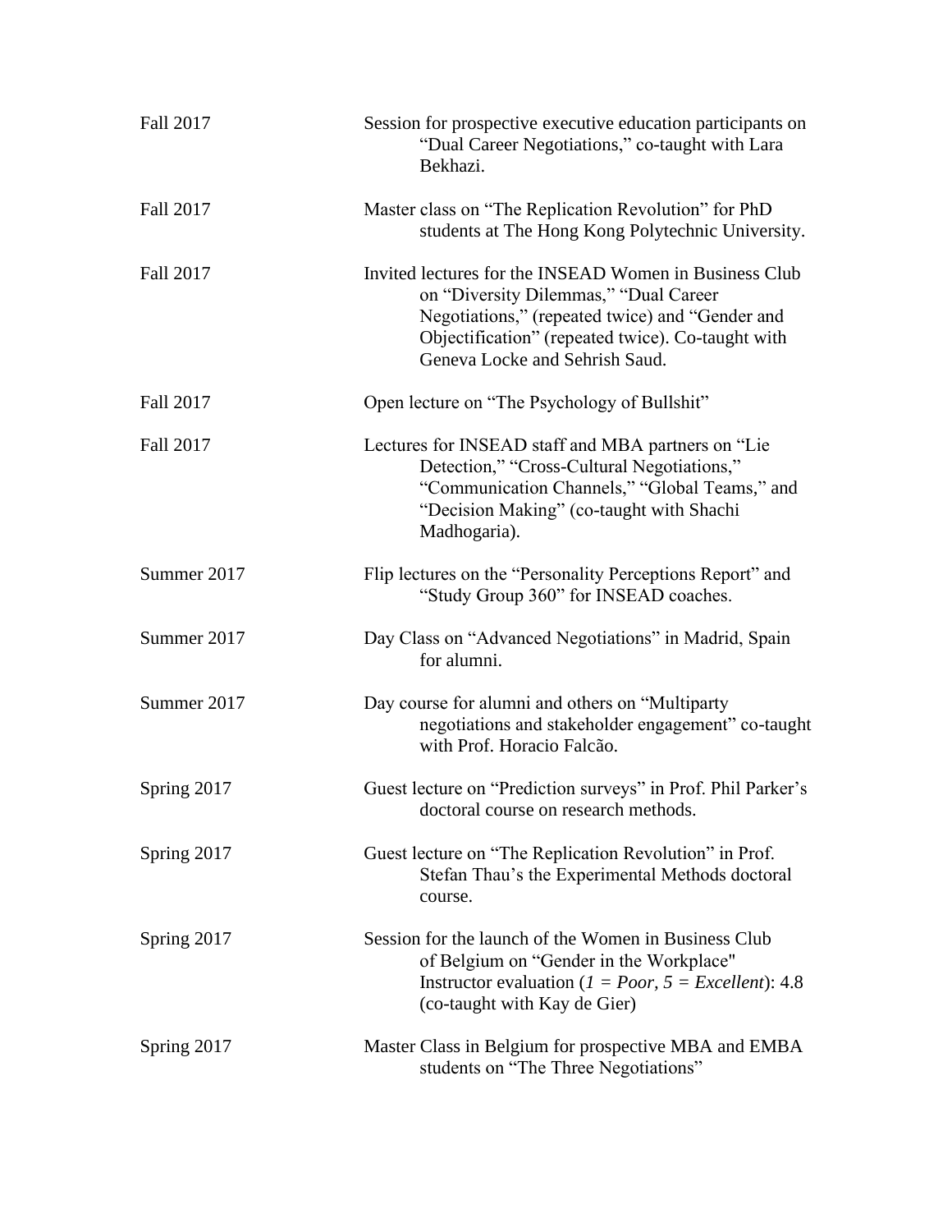| | |
|---|---|
| Fall 2017 | Session for prospective executive education participants on "Dual Career Negotiations," co-taught with Lara Bekhazi. |
| Fall 2017 | Master class on "The Replication Revolution" for PhD students at The Hong Kong Polytechnic University. |
| Fall 2017 | Invited lectures for the INSEAD Women in Business Club on "Diversity Dilemmas," "Dual Career Negotiations," (repeated twice) and "Gender and Objectification" (repeated twice). Co-taught with Geneva Locke and Sehrish Saud. |
| Fall 2017 | Open lecture on "The Psychology of Bullshit" |
| Fall 2017 | Lectures for INSEAD staff and MBA partners on "Lie Detection," "Cross-Cultural Negotiations," "Communication Channels," "Global Teams," and "Decision Making" (co-taught with Shachi Madhogaria). |
| Summer 2017 | Flip lectures on the "Personality Perceptions Report" and "Study Group 360" for INSEAD coaches. |
| Summer 2017 | Day Class on "Advanced Negotiations" in Madrid, Spain for alumni. |
| Summer 2017 | Day course for alumni and others on "Multiparty negotiations and stakeholder engagement" co-taught with Prof. Horacio Falcão. |
| Spring 2017 | Guest lecture on "Prediction surveys" in Prof. Phil Parker's doctoral course on research methods. |
| Spring 2017 | Guest lecture on "The Replication Revolution" in Prof. Stefan Thau's the Experimental Methods doctoral course. |
| Spring 2017 | Session for the launch of the Women in Business Club of Belgium on "Gender in the Workplace" Instructor evaluation (*1 = Poor, 5 = Excellent*): 4.8 (co-taught with Kay de Gier) |
| Spring 2017 | Master Class in Belgium for prospective MBA and EMBA students on "The Three Negotiations" |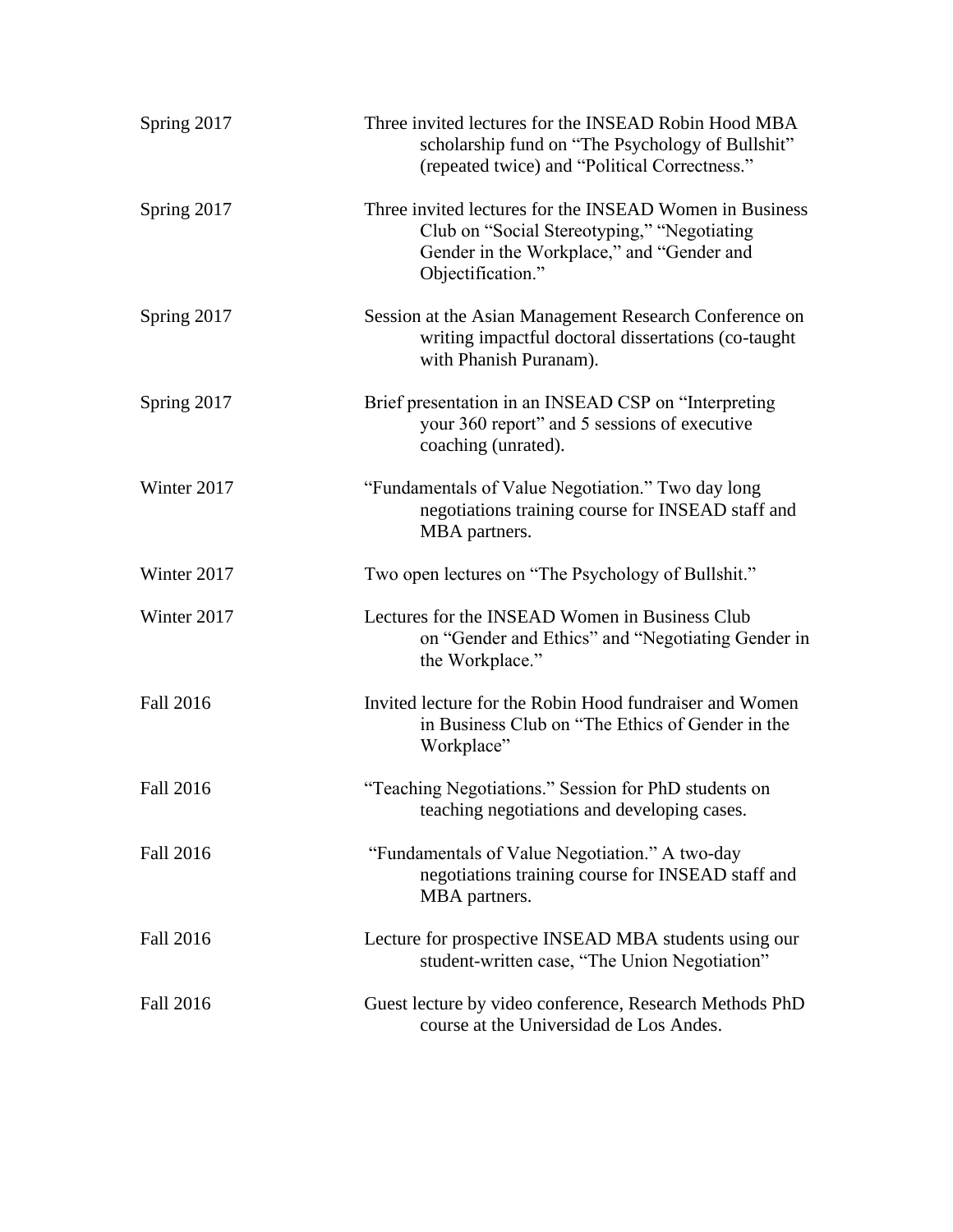| | |
|---|---|
| Spring 2017 | Three invited lectures for the INSEAD Robin Hood MBA scholarship fund on "The Psychology of Bullshit" (repeated twice) and "Political Correctness." |
| Spring 2017 | Three invited lectures for the INSEAD Women in Business Club on "Social Stereotyping," "Negotiating Gender in the Workplace," and "Gender and Objectification." |
| Spring 2017 | Session at the Asian Management Research Conference on writing impactful doctoral dissertations (co-taught with Phanish Puranam). |
| Spring 2017 | Brief presentation in an INSEAD CSP on "Interpreting your 360 report" and 5 sessions of executive coaching (unrated). |
| Winter 2017 | "Fundamentals of Value Negotiation." Two day long negotiations training course for INSEAD staff and MBA partners. |
| Winter 2017 | Two open lectures on "The Psychology of Bullshit." |
| Winter 2017 | Lectures for the INSEAD Women in Business Club on "Gender and Ethics" and "Negotiating Gender in the Workplace." |
| Fall 2016 | Invited lecture for the Robin Hood fundraiser and Women in Business Club on "The Ethics of Gender in the Workplace" |
| Fall 2016 | "Teaching Negotiations." Session for PhD students on teaching negotiations and developing cases. |
| Fall 2016 | "Fundamentals of Value Negotiation." A two-day negotiations training course for INSEAD staff and MBA partners. |
| Fall 2016 | Lecture for prospective INSEAD MBA students using our student-written case, "The Union Negotiation" |
| Fall 2016 | Guest lecture by video conference, Research Methods PhD course at the Universidad de Los Andes. |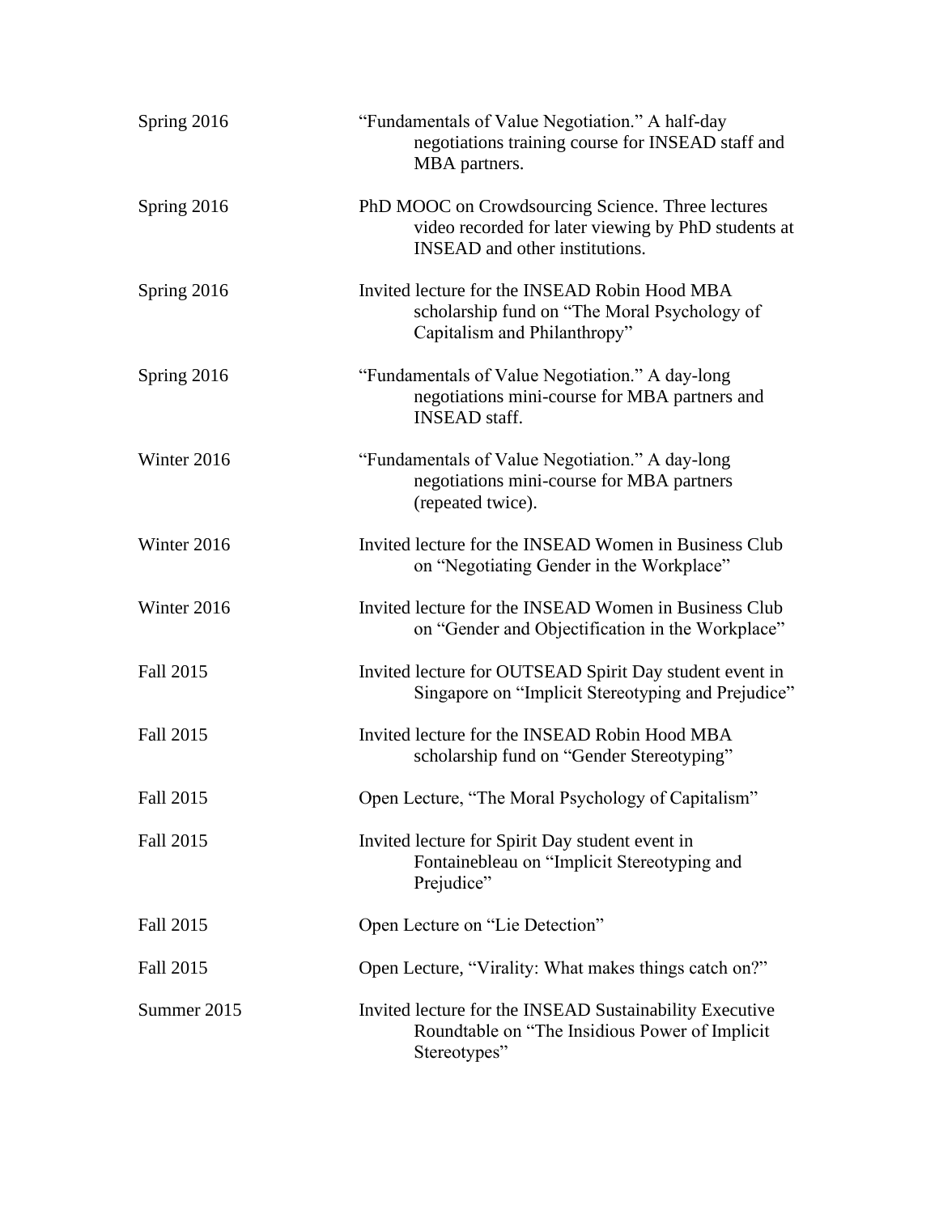| | |
|---|---|
| Spring 2016 | "Fundamentals of Value Negotiation." A half-day negotiations training course for INSEAD staff and MBA partners. |
| Spring 2016 | PhD MOOC on Crowdsourcing Science. Three lectures video recorded for later viewing by PhD students at INSEAD and other institutions. |
| Spring 2016 | Invited lecture for the INSEAD Robin Hood MBA scholarship fund on "The Moral Psychology of Capitalism and Philanthropy" |
| Spring 2016 | "Fundamentals of Value Negotiation." A day-long negotiations mini-course for MBA partners and INSEAD staff. |
| Winter 2016 | "Fundamentals of Value Negotiation." A day-long negotiations mini-course for MBA partners (repeated twice). |
| Winter 2016 | Invited lecture for the INSEAD Women in Business Club on "Negotiating Gender in the Workplace" |
| Winter 2016 | Invited lecture for the INSEAD Women in Business Club on "Gender and Objectification in the Workplace" |
| Fall 2015 | Invited lecture for OUTSEAD Spirit Day student event in Singapore on "Implicit Stereotyping and Prejudice" |
| Fall 2015 | Invited lecture for the INSEAD Robin Hood MBA scholarship fund on "Gender Stereotyping" |
| Fall 2015 | Open Lecture, "The Moral Psychology of Capitalism" |
| Fall 2015 | Invited lecture for Spirit Day student event in Fontainebleau on "Implicit Stereotyping and Prejudice" |
| Fall 2015 | Open Lecture on "Lie Detection" |
| Fall 2015 | Open Lecture, "Virality: What makes things catch on?" |
| Summer 2015 | Invited lecture for the INSEAD Sustainability Executive Roundtable on "The Insidious Power of Implicit Stereotypes" |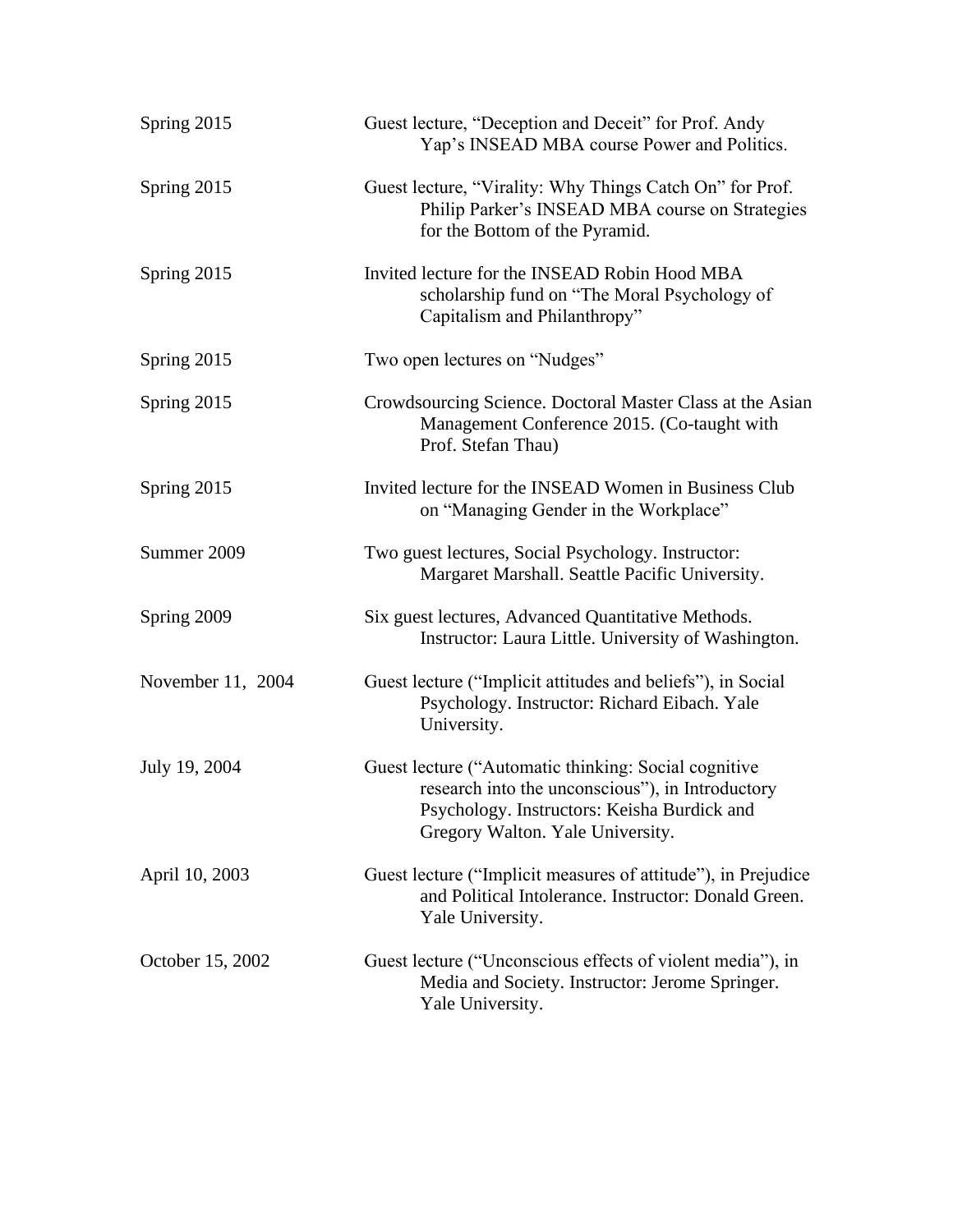| | |
|---|---|
| Spring 2015 | Guest lecture, "Deception and Deceit" for Prof. Andy Yap's INSEAD MBA course Power and Politics. |
| Spring 2015 | Guest lecture, "Virality: Why Things Catch On" for Prof. Philip Parker's INSEAD MBA course on Strategies for the Bottom of the Pyramid. |
| Spring 2015 | Invited lecture for the INSEAD Robin Hood MBA scholarship fund on "The Moral Psychology of Capitalism and Philanthropy" |
| Spring 2015 | Two open lectures on "Nudges" |
| Spring 2015 | Crowdsourcing Science. Doctoral Master Class at the Asian Management Conference 2015. (Co-taught with Prof. Stefan Thau) |
| Spring 2015 | Invited lecture for the INSEAD Women in Business Club on "Managing Gender in the Workplace" |
| Summer 2009 | Two guest lectures, Social Psychology. Instructor: Margaret Marshall. Seattle Pacific University. |
| Spring 2009 | Six guest lectures, Advanced Quantitative Methods. Instructor: Laura Little. University of Washington. |
| November 11, 2004 | Guest lecture ("Implicit attitudes and beliefs"), in Social Psychology. Instructor: Richard Eibach. Yale University. |
| July 19, 2004 | Guest lecture ("Automatic thinking: Social cognitive research into the unconscious"), in Introductory Psychology. Instructors: Keisha Burdick and Gregory Walton. Yale University. |
| April 10, 2003 | Guest lecture ("Implicit measures of attitude"), in Prejudice and Political Intolerance. Instructor: Donald Green. Yale University. |
| October 15, 2002 | Guest lecture ("Unconscious effects of violent media"), in Media and Society. Instructor: Jerome Springer. Yale University. |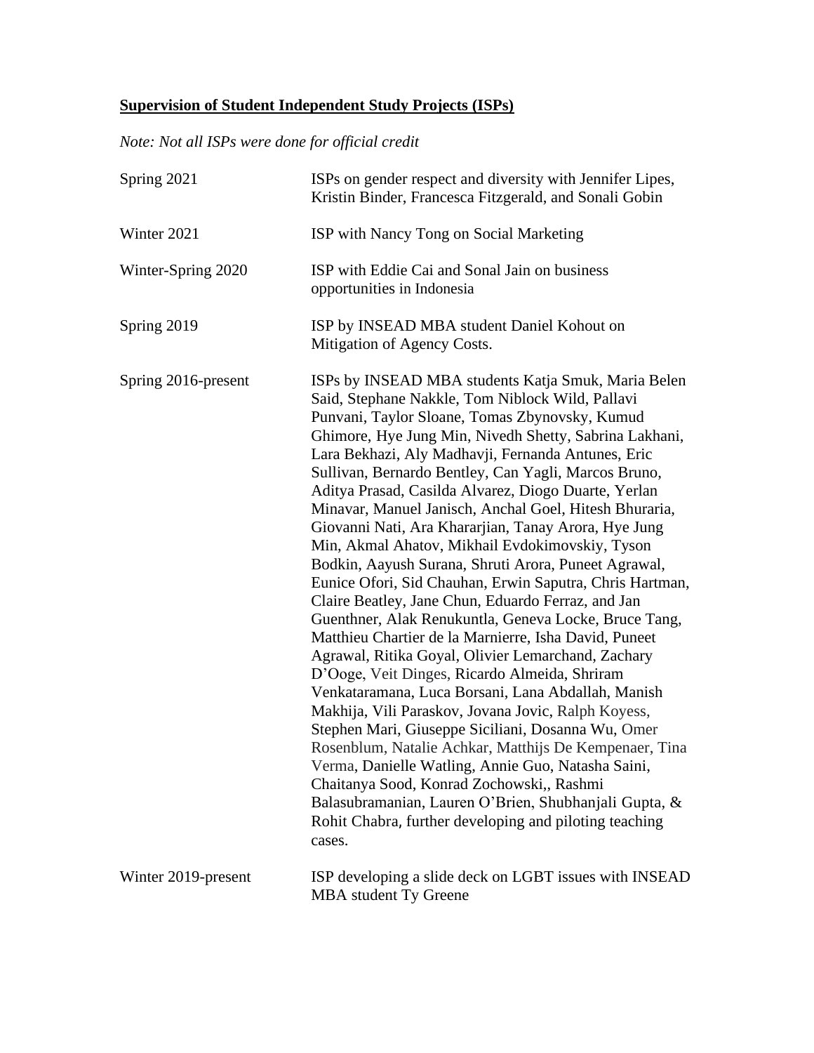**Supervision of Student Independent Study Projects (ISPs)**

*Note: Not all ISPs were done for official credit*

| | |
|---|---|
| Spring 2021 | ISPs on gender respect and diversity with Jennifer Lipes, Kristin Binder, Francesca Fitzgerald, and Sonali Gobin |
| Winter 2021 | ISP with Nancy Tong on Social Marketing |
| Winter-Spring 2020 | ISP with Eddie Cai and Sonal Jain on business opportunities in Indonesia |
| Spring 2019 | ISP by INSEAD MBA student Daniel Kohout on Mitigation of Agency Costs. |
| Spring 2016-present | ISPs by INSEAD MBA students Katja Smuk, Maria Belen Said, Stephane Nakkle, Tom Niblock Wild, Pallavi Punvani, Taylor Sloane, Tomas Zbynovsky, Kumud Ghimore, Hye Jung Min, Nivedh Shetty, Sabrina Lakhani, Lara Bekhazi, Aly Madhavji, Fernanda Antunes, Eric Sullivan, Bernardo Bentley, Can Yagli, Marcos Bruno, Aditya Prasad, Casilda Alvarez, Diogo Duarte, Yerlan Minavar, Manuel Janisch, Anchal Goel, Hitesh Bhuraria, Giovanni Nati, Ara Khararjian, Tanay Arora, Hye Jung Min, Akmal Ahatov, Mikhail Evdokimovskiy, Tyson Bodkin, Aayush Surana, Shruti Arora, Puneet Agrawal, Eunice Ofori, Sid Chauhan, Erwin Saputra, Chris Hartman, Claire Beatley, Jane Chun, Eduardo Ferraz, and Jan Guenthner, Alak Renukuntla, Geneva Locke, Bruce Tang, Matthieu Chartier de la Marnierre, Isha David, Puneet Agrawal, Ritika Goyal, Olivier Lemarchand, Zachary D'Ooge, Veit Dinges, Ricardo Almeida, Shriram Venkataramana, Luca Borsani, Lana Abdallah, Manish Makhija, Vili Paraskov, Jovana Jovic, Ralph Koyess, Stephen Mari, Giuseppe Siciliani, Dosanna Wu, Omer Rosenblum, Natalie Achkar, Matthijs De Kempenaer, Tina Verma, Danielle Watling, Annie Guo, Natasha Saini, Chaitanya Sood, Konrad Zochowski,, Rashmi Balasubramanian, Lauren O'Brien, Shubhanjali Gupta, & Rohit Chabra, further developing and piloting teaching cases. |
| Winter 2019-present | ISP developing a slide deck on LGBT issues with INSEAD MBA student Ty Greene |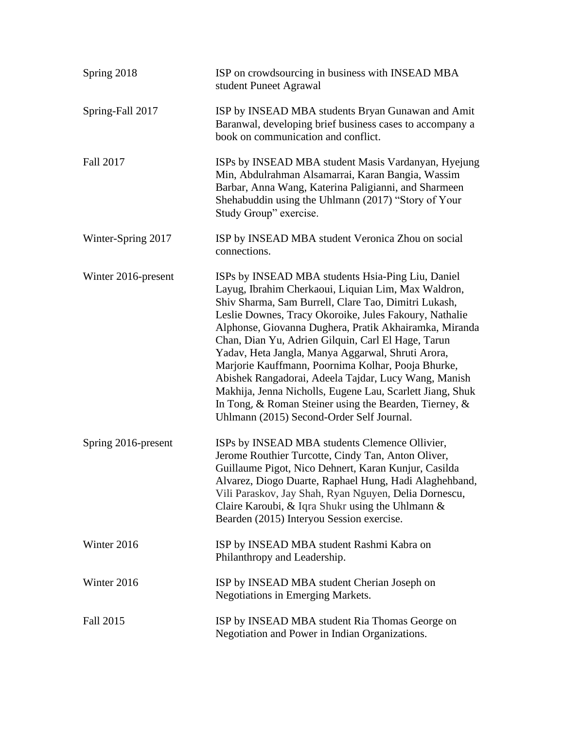| | |
|---|---|
| Spring 2018 | ISP on crowdsourcing in business with INSEAD MBA student Puneet Agrawal |
| Spring-Fall 2017 | ISP by INSEAD MBA students Bryan Gunawan and Amit Baranwal, developing brief business cases to accompany a book on communication and conflict. |
| Fall 2017 | ISPs by INSEAD MBA student Masis Vardanyan, Hyejung Min, Abdulrahman Alsamarrai, Karan Bangia, Wassim Barbar, Anna Wang, Katerina Paligianni, and Sharmeen Shehabuddin using the Uhlmann (2017) "Story of Your Study Group" exercise. |
| Winter-Spring 2017 | ISP by INSEAD MBA student Veronica Zhou on social connections. |
| Winter 2016-present | ISPs by INSEAD MBA students Hsia-Ping Liu, Daniel Layug, Ibrahim Cherkaoui, Liquian Lim, Max Waldron, Shiv Sharma, Sam Burrell, Clare Tao, Dimitri Lukash, Leslie Downes, Tracy Okoroike, Jules Fakoury, Nathalie Alphonse, Giovanna Dughera, Pratik Akhairamka, Miranda Chan, Dian Yu, Adrien Gilquin, Carl El Hage, Tarun Yadav, Heta Jangla, Manya Aggarwal, Shruti Arora, Marjorie Kauffmann, Poornima Kolhar, Pooja Bhurke, Abishek Rangadorai, Adeela Tajdar, Lucy Wang, Manish Makhija, Jenna Nicholls, Eugene Lau, Scarlett Jiang, Shuk In Tong, & Roman Steiner using the Bearden, Tierney, & Uhlmann (2015) Second-Order Self Journal. |
| Spring 2016-present | ISPs by INSEAD MBA students Clemence Ollivier, Jerome Routhier Turcotte, Cindy Tan, Anton Oliver, Guillaume Pigot, Nico Dehnert, Karan Kunjur, Casilda Alvarez, Diogo Duarte, Raphael Hung, Hadi Alaghehband, Vili Paraskov, Jay Shah, Ryan Nguyen, Delia Dornescu, Claire Karoubi, & Iqra Shukr using the Uhlmann & Bearden (2015) Interyou Session exercise. |
| Winter 2016 | ISP by INSEAD MBA student Rashmi Kabra on Philanthropy and Leadership. |
| Winter 2016 | ISP by INSEAD MBA student Cherian Joseph on Negotiations in Emerging Markets. |
| Fall 2015 | ISP by INSEAD MBA student Ria Thomas George on Negotiation and Power in Indian Organizations. |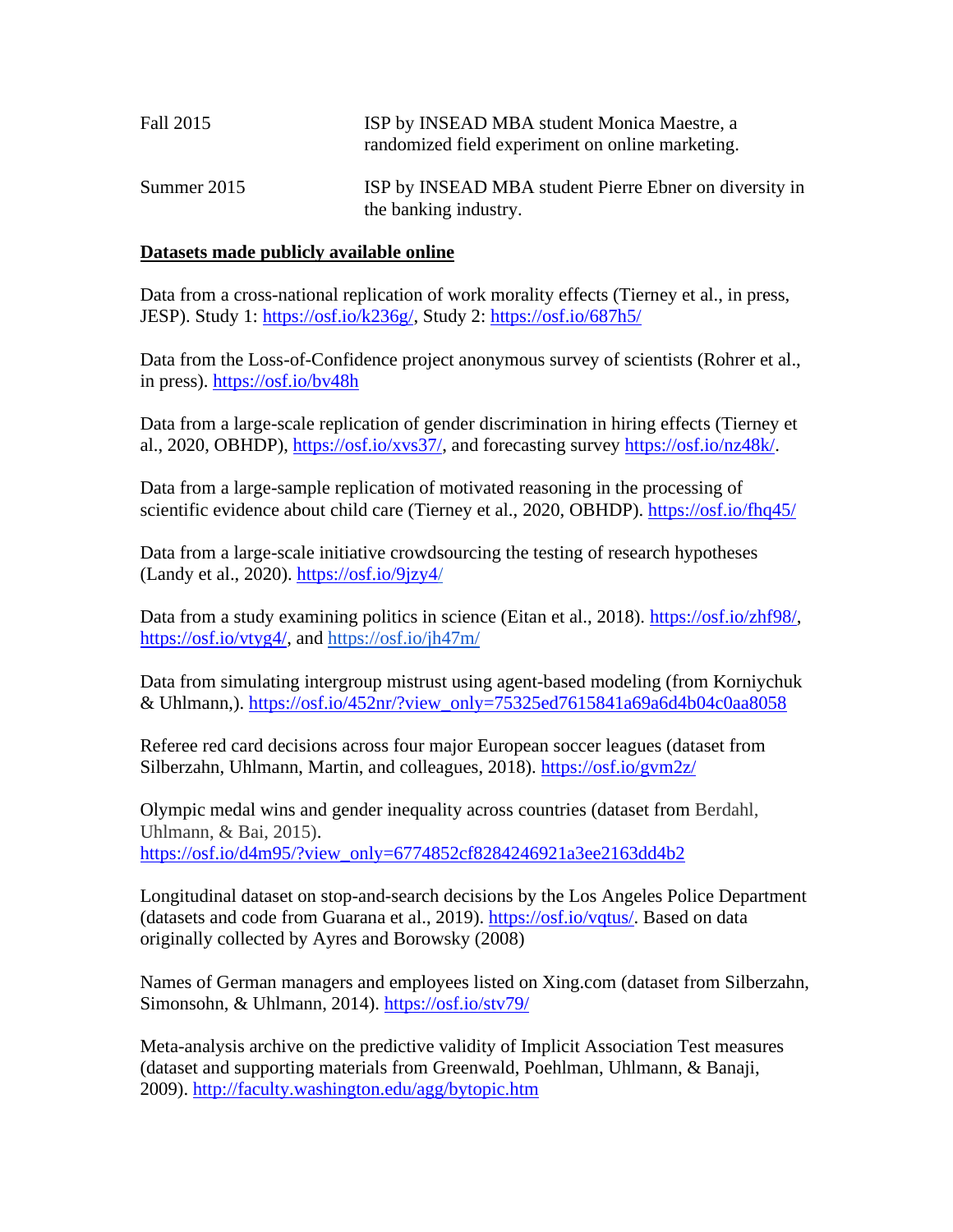| | |
|---|---|
| Fall 2015 | ISP by INSEAD MBA student Monica Maestre, a randomized field experiment on online marketing. |
| Summer 2015 | ISP by INSEAD MBA student Pierre Ebner on diversity in the banking industry. |

**Datasets made publicly available online**

Data from a cross-national replication of work morality effects (Tierney et al., in press, JESP). Study 1: https://osf.io/k236g/, Study 2: https://osf.io/687h5/

Data from the Loss-of-Confidence project anonymous survey of scientists (Rohrer et al., in press). https://osf.io/bv48h

Data from a large-scale replication of gender discrimination in hiring effects (Tierney et al., 2020, OBHDP), https://osf.io/xvs37/, and forecasting survey https://osf.io/nz48k/.

Data from a large-sample replication of motivated reasoning in the processing of scientific evidence about child care (Tierney et al., 2020, OBHDP). https://osf.io/fhq45/

Data from a large-scale initiative crowdsourcing the testing of research hypotheses (Landy et al., 2020). https://osf.io/9jzy4/

Data from a study examining politics in science (Eitan et al., 2018). https://osf.io/zhf98/, https://osf.io/vtyg4/, and https://osf.io/jh47m/

Data from simulating intergroup mistrust using agent-based modeling (from Korniychuk & Uhlmann,). https://osf.io/452nr/?view_only=75325ed7615841a69a6d4b04c0aa8058

Referee red card decisions across four major European soccer leagues (dataset from Silberzahn, Uhlmann, Martin, and colleagues, 2018). https://osf.io/gvm2z/

Olympic medal wins and gender inequality across countries (dataset from Berdahl, Uhlmann, & Bai, 2015). https://osf.io/d4m95/?view_only=6774852cf8284246921a3ee2163dd4b2

Longitudinal dataset on stop-and-search decisions by the Los Angeles Police Department (datasets and code from Guarana et al., 2019). https://osf.io/vqtus/. Based on data originally collected by Ayres and Borowsky (2008)

Names of German managers and employees listed on Xing.com (dataset from Silberzahn, Simonsohn, & Uhlmann, 2014). https://osf.io/stv79/

Meta-analysis archive on the predictive validity of Implicit Association Test measures (dataset and supporting materials from Greenwald, Poehlman, Uhlmann, & Banaji, 2009). http://faculty.washington.edu/agg/bytopic.htm